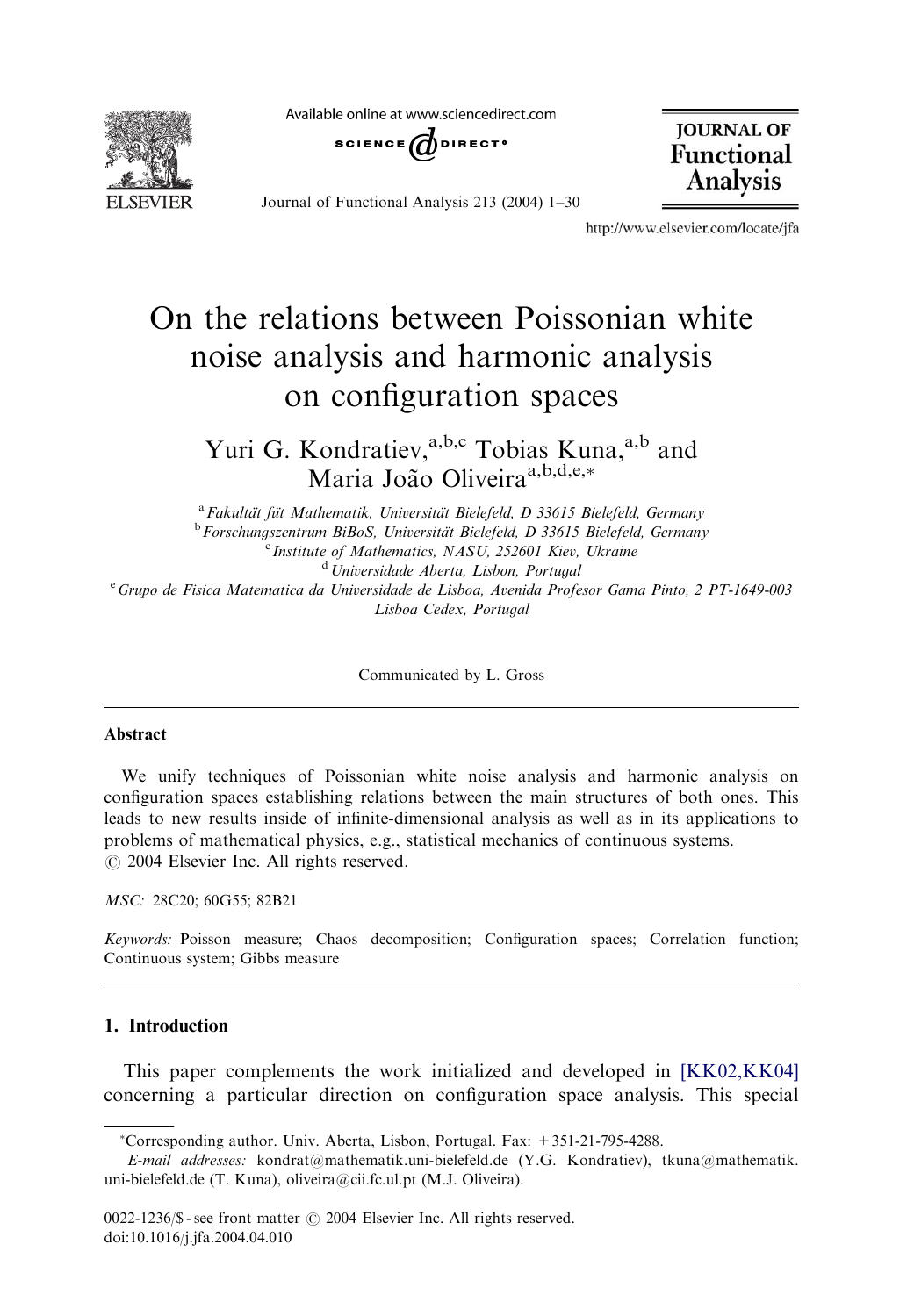# On the relations between Poissonian white noise analysis and harmonic analysis on configuration spaces

Yuri G. Kondratiev,[a,b,c] Tobias Kuna,[a,b] and Maria João Oliveira[a,b,d,e,*]

[a] Fakultät füt Mathematik, Universität Bielefeld, D 33615 Bielefeld, Germany
[b] Forschungszentrum BiBoS, Universität Bielefeld, D 33615 Bielefeld, Germany
[c] Institute of Mathematics, NASU, 252601 Kiev, Ukraine
[d] Universidade Aberta, Lisbon, Portugal
[e] Grupo de Fisica Matematica da Universidade de Lisboa, Avenida Profesor Gama Pinto, 2 PT-1649-003 Lisboa Cedex, Portugal

Communicated by L. Gross

---

### Abstract

We unify techniques of Poissonian white noise analysis and harmonic analysis on configuration spaces establishing relations between the main structures of both ones. This leads to new results inside of infinite-dimensional analysis as well as in its applications to problems of mathematical physics, e.g., statistical mechanics of continuous systems.
© 2004 Elsevier Inc. All rights reserved.

*MSC:* 28C20; 60G55; 82B21

*Keywords:* Poisson measure; Chaos decomposition; Configuration spaces; Correlation function; Continuous system; Gibbs measure

---

## 1. Introduction

This paper complements the work initialized and developed in [KK02,KK04] concerning a particular direction on configuration space analysis. This special

---

*Corresponding author. Univ. Aberta, Lisbon, Portugal. Fax: +351-21-795-4288.
*E-mail addresses:* kondrat@mathematik.uni-bielefeld.de (Y.G. Kondratiev), tkuna@mathematik.uni-bielefeld.de (T. Kuna), oliveira@cii.fc.ul.pt (M.J. Oliveira).

0022-1236/$ - see front matter © 2004 Elsevier Inc. All rights reserved.
doi:10.1016/j.jfa.2004.04.010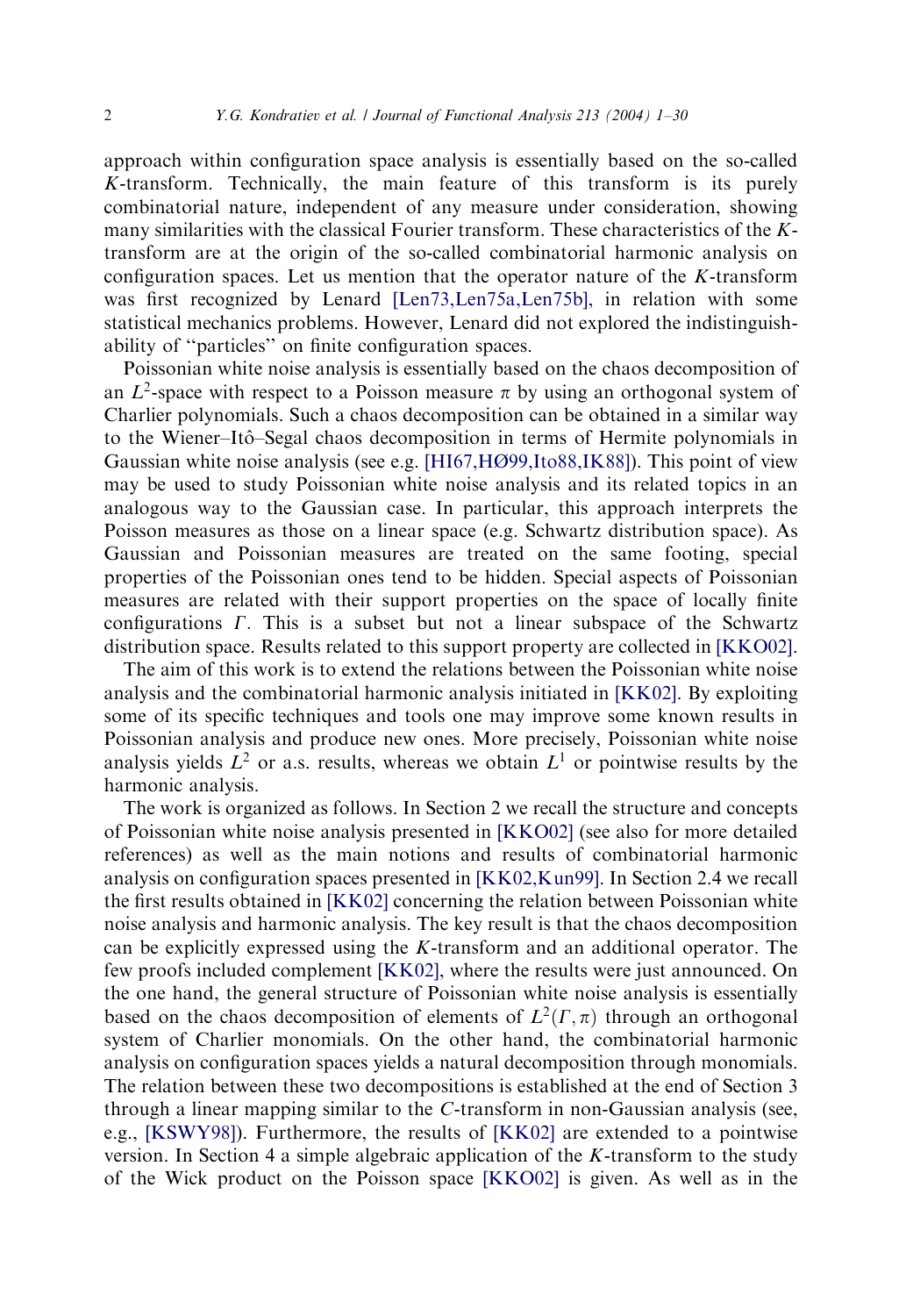approach within configuration space analysis is essentially based on the so-called $K$-transform. Technically, the main feature of this transform is its purely combinatorial nature, independent of any measure under consideration, showing many similarities with the classical Fourier transform. These characteristics of the $K$-transform are at the origin of the so-called combinatorial harmonic analysis on configuration spaces. Let us mention that the operator nature of the $K$-transform was first recognized by Lenard [Len73,Len75a,Len75b], in relation with some statistical mechanics problems. However, Lenard did not explored the indistinguishability of "particles" on finite configuration spaces.

Poissonian white noise analysis is essentially based on the chaos decomposition of an $L^2$-space with respect to a Poisson measure $\pi$ by using an orthogonal system of Charlier polynomials. Such a chaos decomposition can be obtained in a similar way to the Wiener–Itô–Segal chaos decomposition in terms of Hermite polynomials in Gaussian white noise analysis (see e.g. [HI67,HØ99,Ito88,IK88]). This point of view may be used to study Poissonian white noise analysis and its related topics in an analogous way to the Gaussian case. In particular, this approach interprets the Poisson measures as those on a linear space (e.g. Schwartz distribution space). As Gaussian and Poissonian measures are treated on the same footing, special properties of the Poissonian ones tend to be hidden. Special aspects of Poissonian measures are related with their support properties on the space of locally finite configurations $\Gamma$. This is a subset but not a linear subspace of the Schwartz distribution space. Results related to this support property are collected in [KKO02].

The aim of this work is to extend the relations between the Poissonian white noise analysis and the combinatorial harmonic analysis initiated in [KK02]. By exploiting some of its specific techniques and tools one may improve some known results in Poissonian analysis and produce new ones. More precisely, Poissonian white noise analysis yields $L^2$ or a.s. results, whereas we obtain $L^1$ or pointwise results by the harmonic analysis.

The work is organized as follows. In Section 2 we recall the structure and concepts of Poissonian white noise analysis presented in [KKO02] (see also for more detailed references) as well as the main notions and results of combinatorial harmonic analysis on configuration spaces presented in [KK02,Kun99]. In Section 2.4 we recall the first results obtained in [KK02] concerning the relation between Poissonian white noise analysis and harmonic analysis. The key result is that the chaos decomposition can be explicitly expressed using the $K$-transform and an additional operator. The few proofs included complement [KK02], where the results were just announced. On the one hand, the general structure of Poissonian white noise analysis is essentially based on the chaos decomposition of elements of $L^2(\Gamma, \pi)$ through an orthogonal system of Charlier monomials. On the other hand, the combinatorial harmonic analysis on configuration spaces yields a natural decomposition through monomials. The relation between these two decompositions is established at the end of Section 3 through a linear mapping similar to the $C$-transform in non-Gaussian analysis (see, e.g., [KSWY98]). Furthermore, the results of [KK02] are extended to a pointwise version. In Section 4 a simple algebraic application of the $K$-transform to the study of the Wick product on the Poisson space [KKO02] is given. As well as in the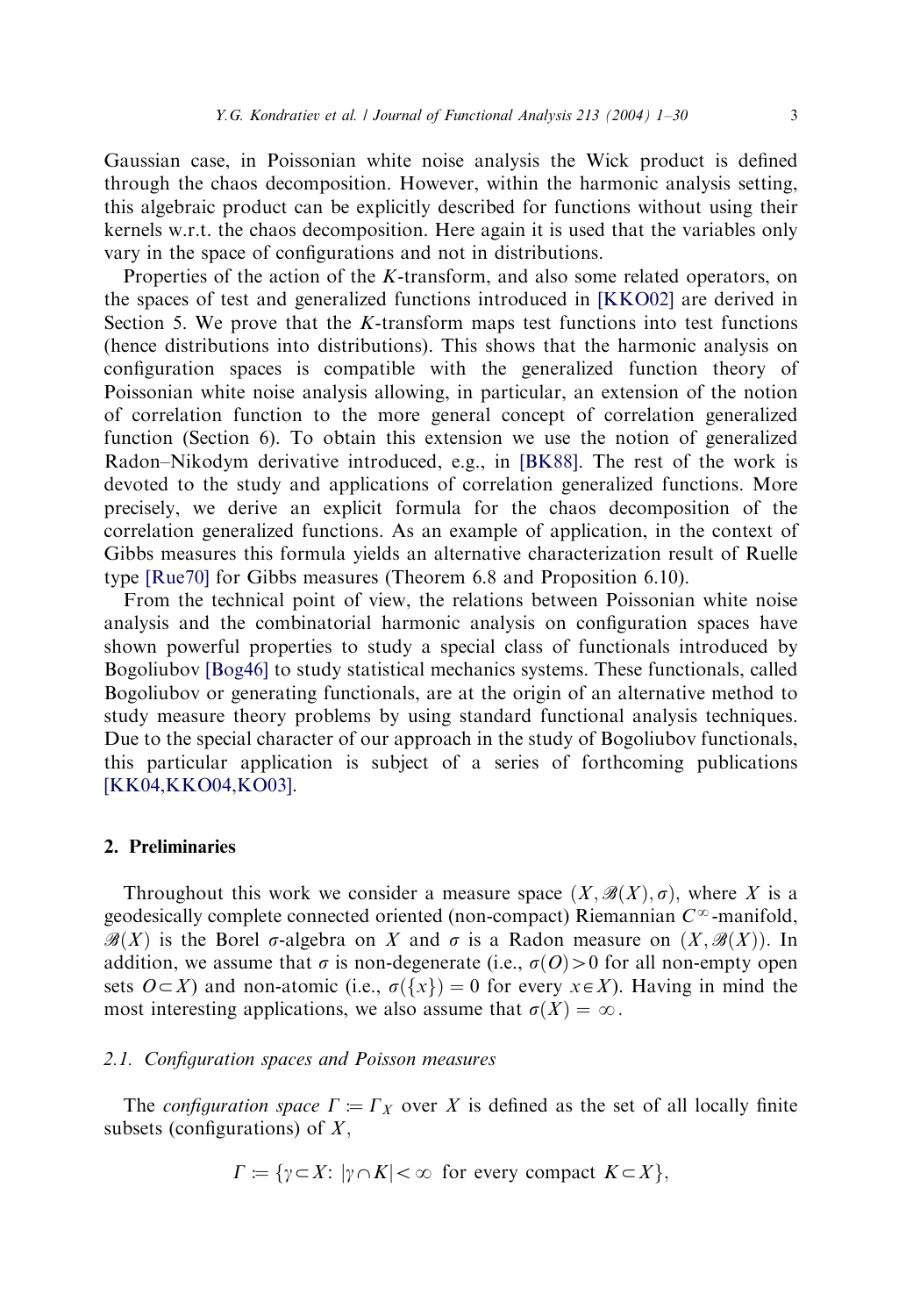Gaussian case, in Poissonian white noise analysis the Wick product is defined through the chaos decomposition. However, within the harmonic analysis setting, this algebraic product can be explicitly described for functions without using their kernels w.r.t. the chaos decomposition. Here again it is used that the variables only vary in the space of configurations and not in distributions.

Properties of the action of the $K$-transform, and also some related operators, on the spaces of test and generalized functions introduced in [KKO02] are derived in Section 5. We prove that the $K$-transform maps test functions into test functions (hence distributions into distributions). This shows that the harmonic analysis on configuration spaces is compatible with the generalized function theory of Poissonian white noise analysis allowing, in particular, an extension of the notion of correlation function to the more general concept of correlation generalized function (Section 6). To obtain this extension we use the notion of generalized Radon–Nikodym derivative introduced, e.g., in [BK88]. The rest of the work is devoted to the study and applications of correlation generalized functions. More precisely, we derive an explicit formula for the chaos decomposition of the correlation generalized functions. As an example of application, in the context of Gibbs measures this formula yields an alternative characterization result of Ruelle type [Rue70] for Gibbs measures (Theorem 6.8 and Proposition 6.10).

From the technical point of view, the relations between Poissonian white noise analysis and the combinatorial harmonic analysis on configuration spaces have shown powerful properties to study a special class of functionals introduced by Bogoliubov [Bog46] to study statistical mechanics systems. These functionals, called Bogoliubov or generating functionals, are at the origin of an alternative method to study measure theory problems by using standard functional analysis techniques. Due to the special character of our approach in the study of Bogoliubov functionals, this particular application is subject of a series of forthcoming publications [KK04,KKO04,KO03].

## 2. Preliminaries

Throughout this work we consider a measure space $(X, \mathscr{B}(X), \sigma)$, where $X$ is a geodesically complete connected oriented (non-compact) Riemannian $C^\infty$-manifold, $\mathscr{B}(X)$ is the Borel $\sigma$-algebra on $X$ and $\sigma$ is a Radon measure on $(X, \mathscr{B}(X))$. In addition, we assume that $\sigma$ is non-degenerate (i.e., $\sigma(O) > 0$ for all non-empty open sets $O \subset X$) and non-atomic (i.e., $\sigma(\{x\}) = 0$ for every $x \in X$). Having in mind the most interesting applications, we also assume that $\sigma(X) = \infty$.

### 2.1. Configuration spaces and Poisson measures

The *configuration space* $\Gamma := \Gamma_X$ over $X$ is defined as the set of all locally finite subsets (configurations) of $X$,

$$\Gamma := \{\gamma \subset X : |\gamma \cap K| < \infty \text{ for every compact } K \subset X\},$$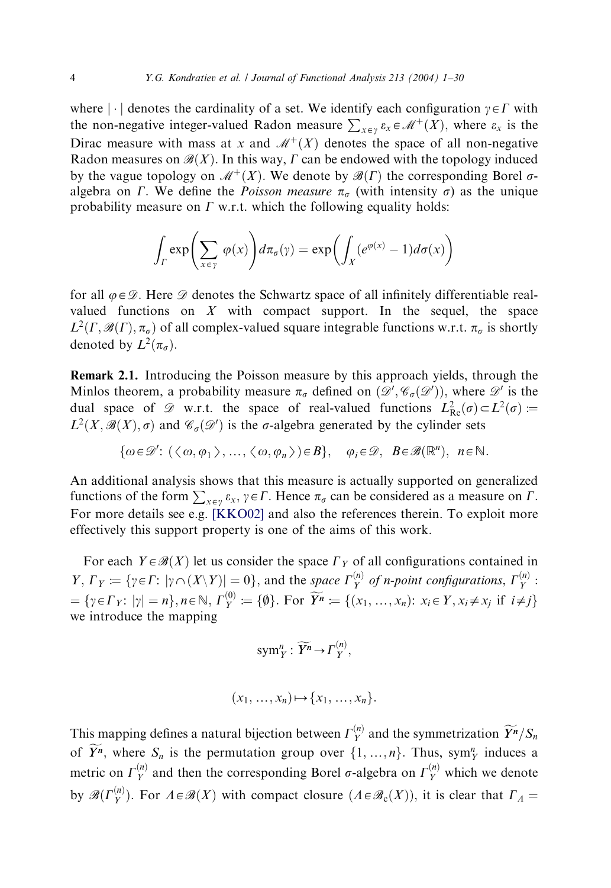where $|\cdot|$ denotes the cardinality of a set. We identify each configuration $\gamma \in \Gamma$ with the non-negative integer-valued Radon measure $\sum_{x\in\gamma} \varepsilon_x \in \mathscr{M}^+(X)$, where $\varepsilon_x$ is the Dirac measure with mass at $x$ and $\mathscr{M}^+(X)$ denotes the space of all non-negative Radon measures on $\mathscr{B}(X)$. In this way, $\Gamma$ can be endowed with the topology induced by the vague topology on $\mathscr{M}^+(X)$. We denote by $\mathscr{B}(\Gamma)$ the corresponding Borel $\sigma$-algebra on $\Gamma$. We define the *Poisson measure* $\pi_\sigma$ (with intensity $\sigma$) as the unique probability measure on $\Gamma$ w.r.t. which the following equality holds:

$$\int_\Gamma \exp\left(\sum_{x\in\gamma} \varphi(x)\right) d\pi_\sigma(\gamma) = \exp\left(\int_X (e^{\varphi(x)} - 1) d\sigma(x)\right)$$

for all $\varphi \in \mathscr{D}$. Here $\mathscr{D}$ denotes the Schwartz space of all infinitely differentiable real-valued functions on $X$ with compact support. In the sequel, the space $L^2(\Gamma, \mathscr{B}(\Gamma), \pi_\sigma)$ of all complex-valued square integrable functions w.r.t. $\pi_\sigma$ is shortly denoted by $L^2(\pi_\sigma)$.

**Remark 2.1.** Introducing the Poisson measure by this approach yields, through the Minlos theorem, a probability measure $\pi_\sigma$ defined on $(\mathscr{D}', \mathscr{C}_\sigma(\mathscr{D}'))$, where $\mathscr{D}'$ is the dual space of $\mathscr{D}$ w.r.t. the space of real-valued functions $L^2_{\mathrm{Re}}(\sigma) \subset L^2(\sigma) := L^2(X, \mathscr{B}(X), \sigma)$ and $\mathscr{C}_\sigma(\mathscr{D}')$ is the $\sigma$-algebra generated by the cylinder sets

$$\{\omega \in \mathscr{D}' \colon (\langle \omega, \varphi_1 \rangle, \ldots, \langle \omega, \varphi_n \rangle) \in B\}, \quad \varphi_i \in \mathscr{D}, \;\; B \in \mathscr{B}(\mathbb{R}^n), \;\; n \in \mathbb{N}.$$

An additional analysis shows that this measure is actually supported on generalized functions of the form $\sum_{x\in\gamma} \varepsilon_x$, $\gamma \in \Gamma$. Hence $\pi_\sigma$ can be considered as a measure on $\Gamma$. For more details see e.g. [KKO02] and also the references therein. To exploit more effectively this support property is one of the aims of this work.

For each $Y \in \mathscr{B}(X)$ let us consider the space $\Gamma_Y$ of all configurations contained in $Y$, $\Gamma_Y := \{\gamma \in \Gamma \colon |\gamma \cap (X \backslash Y)| = 0\}$, and the *space* $\Gamma_Y^{(n)}$ *of n-point configurations*, $\Gamma_Y^{(n)} := \{\gamma \in \Gamma_Y \colon |\gamma| = n\}, n \in \mathbb{N}$, $\Gamma_Y^{(0)} := \{\emptyset\}$. For $\widetilde{Y^n} := \{(x_1, \ldots, x_n) \colon x_i \in Y, x_i \neq x_j \text{ if } i \neq j\}$ we introduce the mapping

$$\mathrm{sym}_Y^n : \widetilde{Y^n} \to \Gamma_Y^{(n)},$$

$$(x_1, \ldots, x_n) \mapsto \{x_1, \ldots, x_n\}.$$

This mapping defines a natural bijection between $\Gamma_Y^{(n)}$ and the symmetrization $\widetilde{Y^n}/S_n$ of $\widetilde{Y^n}$, where $S_n$ is the permutation group over $\{1, \ldots, n\}$. Thus, $\mathrm{sym}_Y^n$ induces a metric on $\Gamma_Y^{(n)}$ and then the corresponding Borel $\sigma$-algebra on $\Gamma_Y^{(n)}$ which we denote by $\mathscr{B}(\Gamma_Y^{(n)})$. For $\Lambda \in \mathscr{B}(X)$ with compact closure ($\Lambda \in \mathscr{B}_c(X)$), it is clear that $\Gamma_\Lambda =$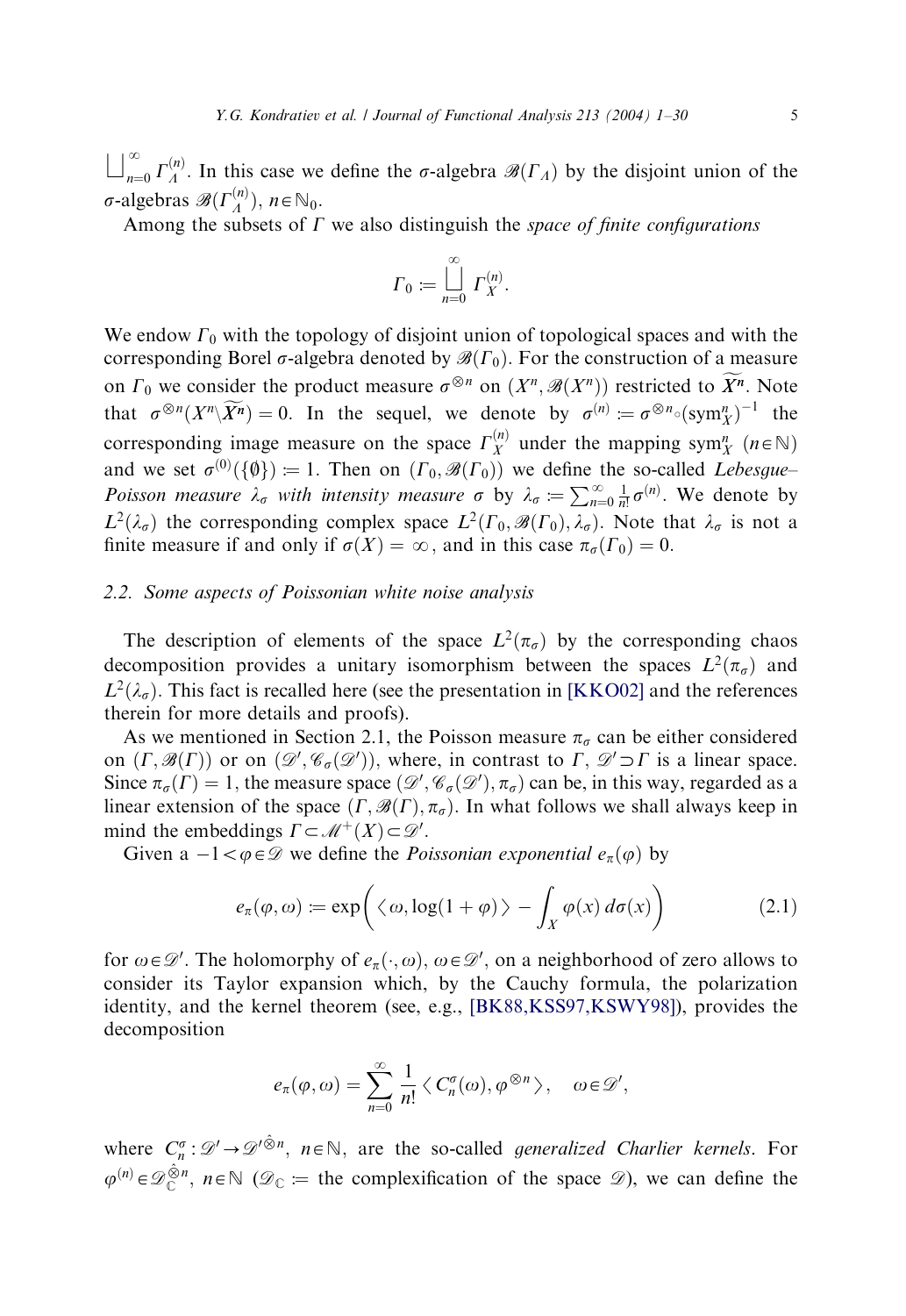$\bigsqcup_{n=0}^{\infty} \Gamma_{\Lambda}^{(n)}$. In this case we define the $\sigma$-algebra $\mathscr{B}(\Gamma_{\Lambda})$ by the disjoint union of the $\sigma$-algebras $\mathscr{B}(\Gamma_{\Lambda}^{(n)})$, $n \in \mathbb{N}_0$.

Among the subsets of $\Gamma$ we also distinguish the *space of finite configurations*

$$\Gamma_0 := \bigsqcup_{n=0}^{\infty} \Gamma_X^{(n)}.$$

We endow $\Gamma_0$ with the topology of disjoint union of topological spaces and with the corresponding Borel $\sigma$-algebra denoted by $\mathscr{B}(\Gamma_0)$. For the construction of a measure on $\Gamma_0$ we consider the product measure $\sigma^{\otimes n}$ on $(X^n, \mathscr{B}(X^n))$ restricted to $\widetilde{X^n}$. Note that $\sigma^{\otimes n}(X^n \backslash \widetilde{X^n}) = 0$. In the sequel, we denote by $\sigma^{(n)} := \sigma^{\otimes n} \circ (\mathrm{sym}_X^n)^{-1}$ the corresponding image measure on the space $\Gamma_X^{(n)}$ under the mapping $\mathrm{sym}_X^n$ $(n \in \mathbb{N})$ and we set $\sigma^{(0)}(\{\emptyset\}) := 1$. Then on $(\Gamma_0, \mathscr{B}(\Gamma_0))$ we define the so-called *Lebesgue–Poisson measure $\lambda_\sigma$ with intensity measure $\sigma$* by $\lambda_\sigma := \sum_{n=0}^{\infty} \frac{1}{n!} \sigma^{(n)}$. We denote by $L^2(\lambda_\sigma)$ the corresponding complex space $L^2(\Gamma_0, \mathscr{B}(\Gamma_0), \lambda_\sigma)$. Note that $\lambda_\sigma$ is not a finite measure if and only if $\sigma(X) = \infty$, and in this case $\pi_\sigma(\Gamma_0) = 0$.

### 2.2. Some aspects of Poissonian white noise analysis

The description of elements of the space $L^2(\pi_\sigma)$ by the corresponding chaos decomposition provides a unitary isomorphism between the spaces $L^2(\pi_\sigma)$ and $L^2(\lambda_\sigma)$. This fact is recalled here (see the presentation in [KKO02] and the references therein for more details and proofs).

As we mentioned in Section 2.1, the Poisson measure $\pi_\sigma$ can be either considered on $(\Gamma, \mathscr{B}(\Gamma))$ or on $(\mathscr{D}', \mathscr{C}_\sigma(\mathscr{D}'))$, where, in contrast to $\Gamma$, $\mathscr{D}' \supset \Gamma$ is a linear space. Since $\pi_\sigma(\Gamma) = 1$, the measure space $(\mathscr{D}', \mathscr{C}_\sigma(\mathscr{D}'), \pi_\sigma)$ can be, in this way, regarded as a linear extension of the space $(\Gamma, \mathscr{B}(\Gamma), \pi_\sigma)$. In what follows we shall always keep in mind the embeddings $\Gamma \subset \mathscr{M}^+(X) \subset \mathscr{D}'$.

Given a $-1 < \varphi \in \mathscr{D}$ we define the *Poissonian exponential* $e_\pi(\varphi)$ by

$$e_\pi(\varphi, \omega) := \exp\left( \langle \omega, \log(1 + \varphi) \rangle - \int_X \varphi(x)\, d\sigma(x) \right) \tag{2.1}$$

for $\omega \in \mathscr{D}'$. The holomorphy of $e_\pi(\cdot, \omega)$, $\omega \in \mathscr{D}'$, on a neighborhood of zero allows to consider its Taylor expansion which, by the Cauchy formula, the polarization identity, and the kernel theorem (see, e.g., [BK88,KSS97,KSWY98]), provides the decomposition

$$e_\pi(\varphi, \omega) = \sum_{n=0}^{\infty} \frac{1}{n!} \langle C_n^\sigma(\omega), \varphi^{\otimes n} \rangle, \quad \omega \in \mathscr{D}',$$

where $C_n^\sigma : \mathscr{D}' \to \mathscr{D}'^{\hat{\otimes} n}$, $n \in \mathbb{N}$, are the so-called *generalized Charlier kernels*. For $\varphi^{(n)} \in \mathscr{D}_{\mathbb{C}}^{\hat{\otimes} n}$, $n \in \mathbb{N}$ ($\mathscr{D}_{\mathbb{C}} :=$ the complexification of the space $\mathscr{D}$), we can define the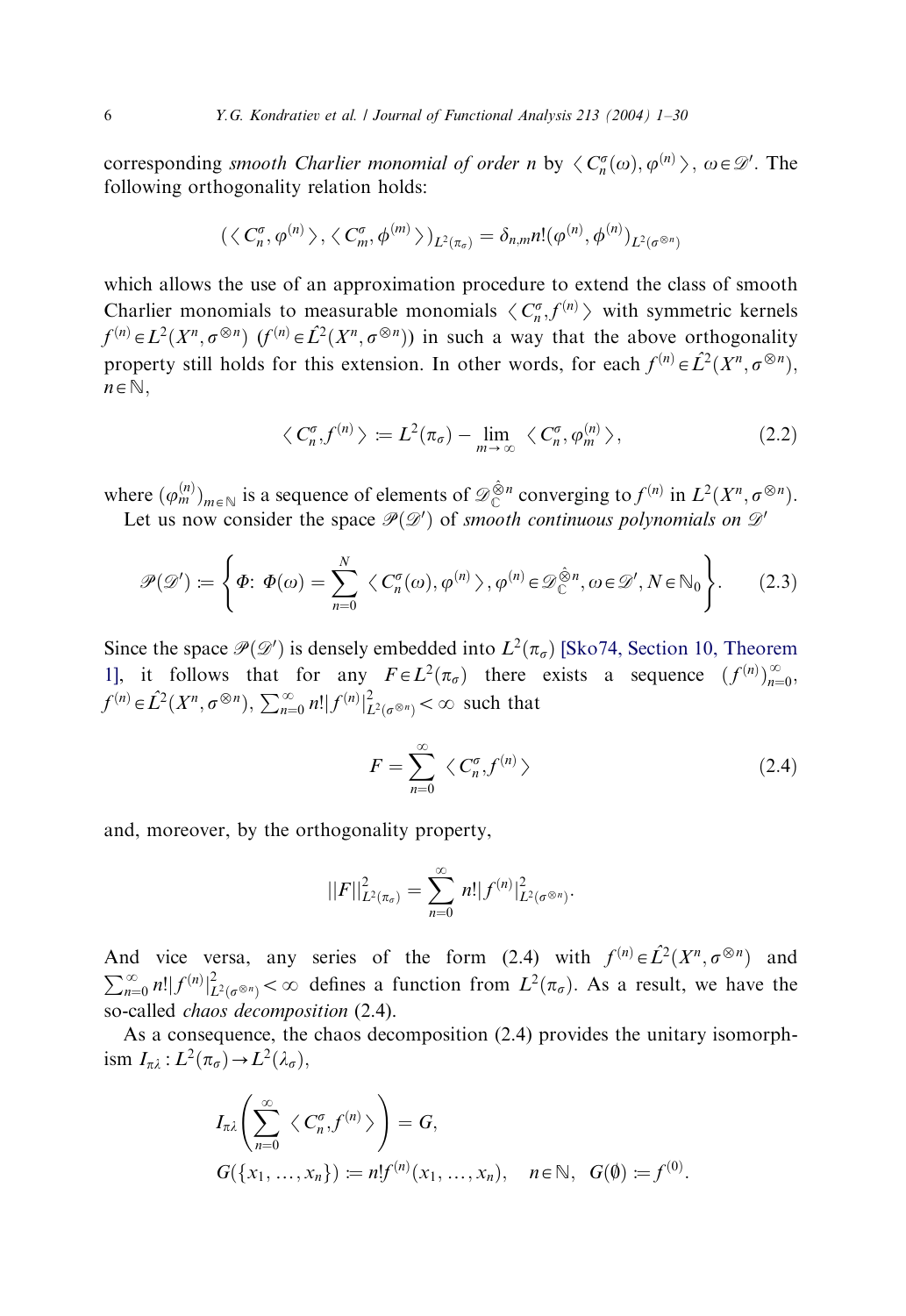corresponding *smooth Charlier monomial of order n* by $\langle C_n^\sigma(\omega), \varphi^{(n)} \rangle$, $\omega \in \mathscr{D}'$. The following orthogonality relation holds:

$$(\langle C_n^\sigma, \varphi^{(n)} \rangle, \langle C_m^\sigma, \phi^{(m)} \rangle)_{L^2(\pi_\sigma)} = \delta_{n,m} n! (\varphi^{(n)}, \phi^{(n)})_{L^2(\sigma^{\otimes n})}$$

which allows the use of an approximation procedure to extend the class of smooth Charlier monomials to measurable monomials $\langle C_n^\sigma, f^{(n)} \rangle$ with symmetric kernels $f^{(n)} \in L^2(X^n, \sigma^{\otimes n})$ ($f^{(n)} \in \hat{L}^2(X^n, \sigma^{\otimes n})$) in such a way that the above orthogonality property still holds for this extension. In other words, for each $f^{(n)} \in \hat{L}^2(X^n, \sigma^{\otimes n})$, $n \in \mathbb{N}$,

$$\langle C_n^\sigma, f^{(n)} \rangle := L^2(\pi_\sigma) - \lim_{m \to \infty} \langle C_n^\sigma, \varphi_m^{(n)} \rangle, \tag{2.2}$$

where $(\varphi_m^{(n)})_{m \in \mathbb{N}}$ is a sequence of elements of $\mathscr{D}_{\mathbb{C}}^{\hat{\otimes} n}$ converging to $f^{(n)}$ in $L^2(X^n, \sigma^{\otimes n})$.

Let us now consider the space $\mathscr{P}(\mathscr{D}')$ of *smooth continuous polynomials on* $\mathscr{D}'$

$$\mathscr{P}(\mathscr{D}') := \left\{ \Phi\colon \Phi(\omega) = \sum_{n=0}^{N} \langle C_n^\sigma(\omega), \varphi^{(n)} \rangle, \varphi^{(n)} \in \mathscr{D}_{\mathbb{C}}^{\hat{\otimes} n}, \omega \in \mathscr{D}', N \in \mathbb{N}_0 \right\}. \tag{2.3}$$

Since the space $\mathscr{P}(\mathscr{D}')$ is densely embedded into $L^2(\pi_\sigma)$ [Sko74, Section 10, Theorem 1], it follows that for any $F \in L^2(\pi_\sigma)$ there exists a sequence $(f^{(n)})_{n=0}^\infty$, $f^{(n)} \in \hat{L}^2(X^n, \sigma^{\otimes n})$, $\sum_{n=0}^\infty n! |f^{(n)}|^2_{L^2(\sigma^{\otimes n})} < \infty$ such that

$$F = \sum_{n=0}^\infty \langle C_n^\sigma, f^{(n)} \rangle \tag{2.4}$$

and, moreover, by the orthogonality property,

$$||F||^2_{L^2(\pi_\sigma)} = \sum_{n=0}^\infty n! |f^{(n)}|^2_{L^2(\sigma^{\otimes n})}.$$

And vice versa, any series of the form (2.4) with $f^{(n)} \in \hat{L}^2(X^n, \sigma^{\otimes n})$ and $\sum_{n=0}^\infty n! |f^{(n)}|^2_{L^2(\sigma^{\otimes n})} < \infty$ defines a function from $L^2(\pi_\sigma)$. As a result, we have the so-called *chaos decomposition* (2.4).

As a consequence, the chaos decomposition (2.4) provides the unitary isomorphism $I_{\pi\lambda} : L^2(\pi_\sigma) \to L^2(\lambda_\sigma)$,

$$I_{\pi\lambda}\left( \sum_{n=0}^\infty \langle C_n^\sigma, f^{(n)} \rangle \right) = G,$$

$$G(\{x_1, \ldots, x_n\}) := n! f^{(n)}(x_1, \ldots, x_n), \quad n \in \mathbb{N}, \ G(\emptyset) := f^{(0)}.$$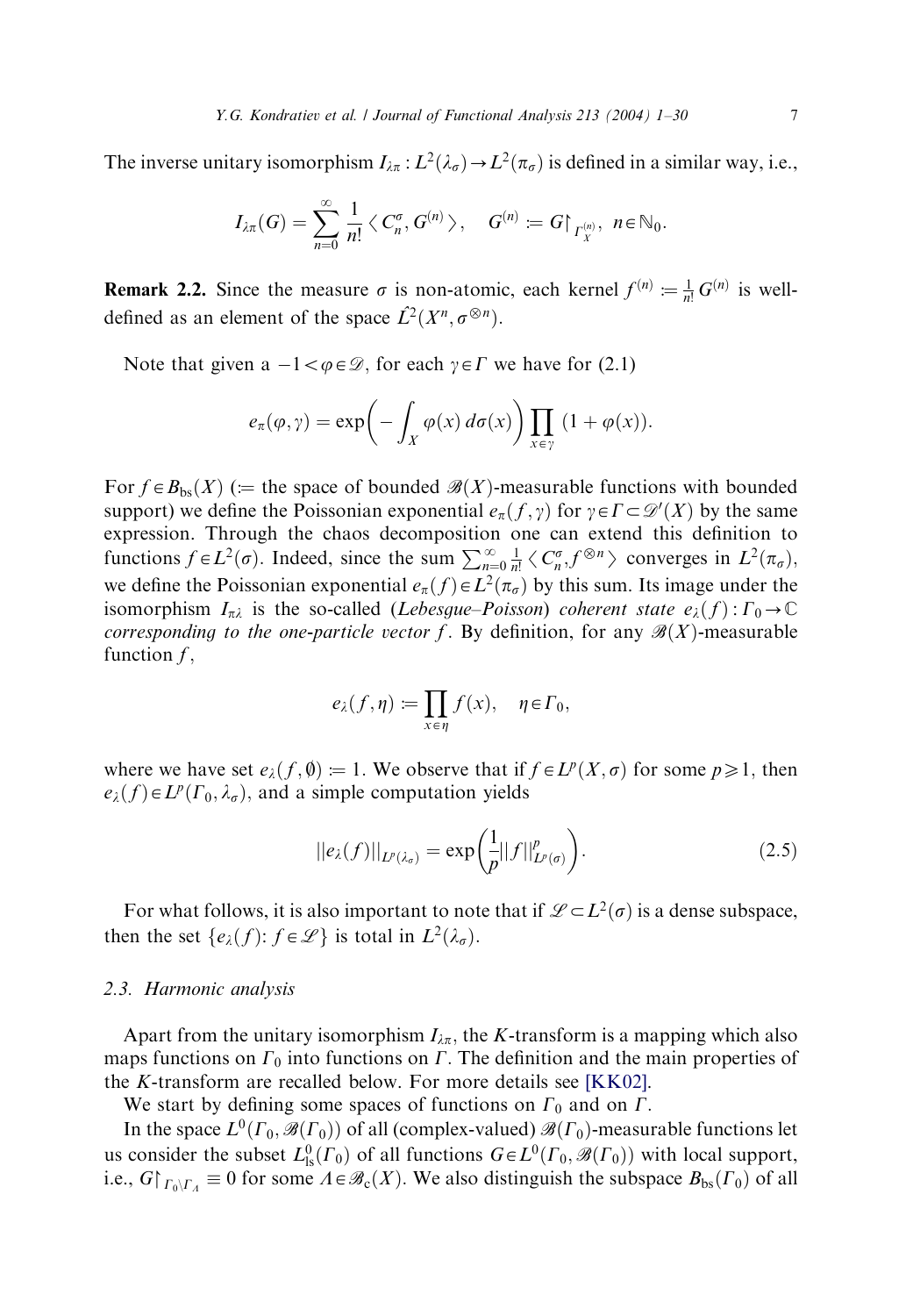The inverse unitary isomorphism $I_{\lambda\pi} : L^2(\lambda_\sigma) \to L^2(\pi_\sigma)$ is defined in a similar way, i.e.,

$$I_{\lambda\pi}(G) = \sum_{n=0}^{\infty} \frac{1}{n!} \langle C_n^\sigma, G^{(n)} \rangle, \quad G^{(n)} := G\restriction_{\Gamma_X^{(n)}}, \ n \in \mathbb{N}_0.$$

**Remark 2.2.** Since the measure $\sigma$ is non-atomic, each kernel $f^{(n)} := \frac{1}{n!} G^{(n)}$ is well-defined as an element of the space $\hat{L}^2(X^n, \sigma^{\otimes n})$.

Note that given a $-1 < \varphi \in \mathcal{D}$, for each $\gamma \in \Gamma$ we have for (2.1)

$$e_\pi(\varphi, \gamma) = \exp\left( -\int_X \varphi(x)\, d\sigma(x) \right) \prod_{x \in \gamma} (1 + \varphi(x)).$$

For $f \in B_{\mathrm{bs}}(X)$ (:= the space of bounded $\mathcal{B}(X)$-measurable functions with bounded support) we define the Poissonian exponential $e_\pi(f, \gamma)$ for $\gamma \in \Gamma \subset \mathcal{D}'(X)$ by the same expression. Through the chaos decomposition one can extend this definition to functions $f \in L^2(\sigma)$. Indeed, since the sum $\sum_{n=0}^{\infty} \frac{1}{n!} \langle C_n^\sigma, f^{\otimes n} \rangle$ converges in $L^2(\pi_\sigma)$, we define the Poissonian exponential $e_\pi(f) \in L^2(\pi_\sigma)$ by this sum. Its image under the isomorphism $I_{\pi\lambda}$ is the so-called *(Lebesgue–Poisson) coherent state* $e_\lambda(f) : \Gamma_0 \to \mathbb{C}$ *corresponding to the one-particle vector* $f$. By definition, for any $\mathcal{B}(X)$-measurable function $f$,

$$e_\lambda(f, \eta) := \prod_{x \in \eta} f(x), \quad \eta \in \Gamma_0,$$

where we have set $e_\lambda(f, \emptyset) := 1$. We observe that if $f \in L^p(X, \sigma)$ for some $p \geqslant 1$, then $e_\lambda(f) \in L^p(\Gamma_0, \lambda_\sigma)$, and a simple computation yields

$$\|e_\lambda(f)\|_{L^p(\lambda_\sigma)} = \exp\left( \frac{1}{p} \|f\|_{L^p(\sigma)}^p \right). \tag{2.5}$$

For what follows, it is also important to note that if $\mathcal{L} \subset L^2(\sigma)$ is a dense subspace, then the set $\{e_\lambda(f) : f \in \mathcal{L}\}$ is total in $L^2(\lambda_\sigma)$.

### 2.3. Harmonic analysis

Apart from the unitary isomorphism $I_{\lambda\pi}$, the $K$-transform is a mapping which also maps functions on $\Gamma_0$ into functions on $\Gamma$. The definition and the main properties of the $K$-transform are recalled below. For more details see [KK02].

We start by defining some spaces of functions on $\Gamma_0$ and on $\Gamma$.

In the space $L^0(\Gamma_0, \mathcal{B}(\Gamma_0))$ of all (complex-valued) $\mathcal{B}(\Gamma_0)$-measurable functions let us consider the subset $L^0_{\mathrm{ls}}(\Gamma_0)$ of all functions $G \in L^0(\Gamma_0, \mathcal{B}(\Gamma_0))$ with local support, i.e., $G\restriction_{\Gamma_0 \setminus \Gamma_\Lambda} \equiv 0$ for some $\Lambda \in \mathcal{B}_c(X)$. We also distinguish the subspace $B_{\mathrm{bs}}(\Gamma_0)$ of all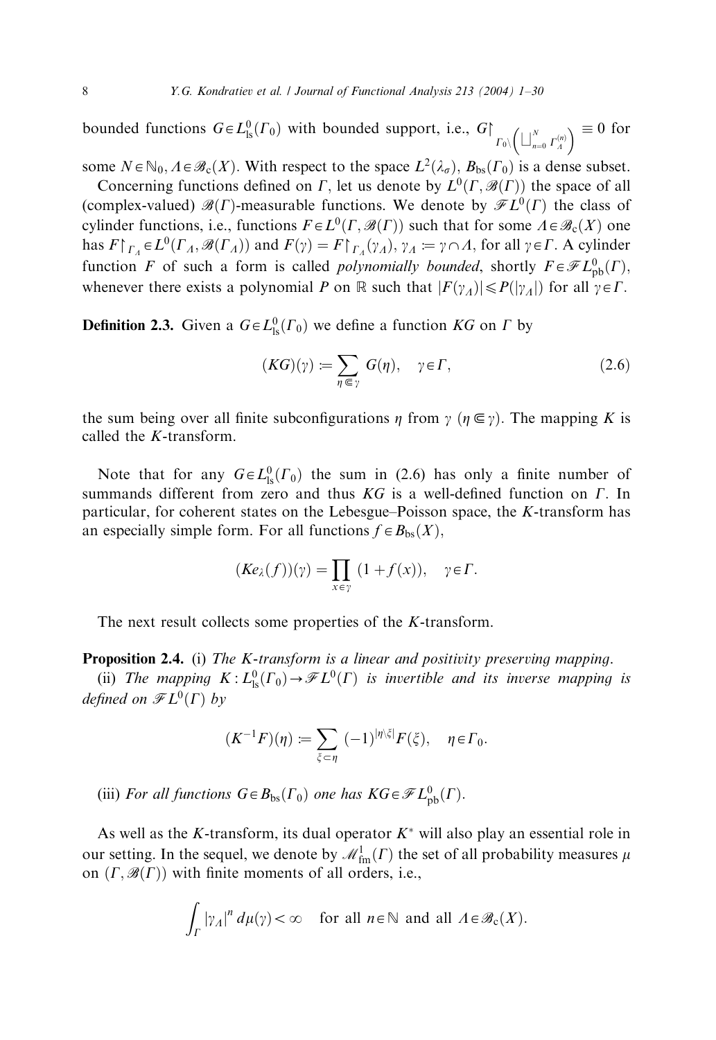bounded functions $G \in L^0_{\mathrm{ls}}(\Gamma_0)$ with bounded support, i.e., $G\restriction_{\Gamma_0 \setminus \left(\bigsqcup_{n=0}^N \Gamma_\Lambda^{(n)}\right)} \equiv 0$ for some $N \in \mathbb{N}_0$, $\Lambda \in \mathscr{B}_c(X)$. With respect to the space $L^2(\lambda_\sigma)$, $B_{\mathrm{bs}}(\Gamma_0)$ is a dense subset.

Concerning functions defined on $\Gamma$, let us denote by $L^0(\Gamma, \mathscr{B}(\Gamma))$ the space of all (complex-valued) $\mathscr{B}(\Gamma)$-measurable functions. We denote by $\mathscr{F}L^0(\Gamma)$ the class of cylinder functions, i.e., functions $F \in L^0(\Gamma, \mathscr{B}(\Gamma))$ such that for some $\Lambda \in \mathscr{B}_c(X)$ one has $F\restriction_{\Gamma_\Lambda} \in L^0(\Gamma_\Lambda, \mathscr{B}(\Gamma_\Lambda))$ and $F(\gamma) = F\restriction_{\Gamma_\Lambda}(\gamma_\Lambda)$, $\gamma_\Lambda := \gamma \cap \Lambda$, for all $\gamma \in \Gamma$. A cylinder function $F$ of such a form is called *polynomially bounded*, shortly $F \in \mathscr{F}L^0_{\mathrm{pb}}(\Gamma)$, whenever there exists a polynomial $P$ on $\mathbb{R}$ such that $|F(\gamma_\Lambda)| \leqslant P(|\gamma_\Lambda|)$ for all $\gamma \in \Gamma$.

**Definition 2.3.** Given a $G \in L^0_{\mathrm{ls}}(\Gamma_0)$ we define a function $KG$ on $\Gamma$ by

$$(KG)(\gamma) := \sum_{\eta \Subset \gamma} G(\eta), \quad \gamma \in \Gamma, \tag{2.6}$$

the sum being over all finite subconfigurations $\eta$ from $\gamma$ ($\eta \Subset \gamma$). The mapping $K$ is called the $K$-transform.

Note that for any $G \in L^0_{\mathrm{ls}}(\Gamma_0)$ the sum in (2.6) has only a finite number of summands different from zero and thus $KG$ is a well-defined function on $\Gamma$. In particular, for coherent states on the Lebesgue–Poisson space, the $K$-transform has an especially simple form. For all functions $f \in B_{\mathrm{bs}}(X)$,

$$(Ke_\lambda(f))(\gamma) = \prod_{x \in \gamma} (1 + f(x)), \quad \gamma \in \Gamma.$$

The next result collects some properties of the $K$-transform.

**Proposition 2.4.** (i) *The $K$-transform is a linear and positivity preserving mapping.*

(ii) *The mapping $K : L^0_{\mathrm{ls}}(\Gamma_0) \to \mathscr{F}L^0(\Gamma)$ is invertible and its inverse mapping is defined on $\mathscr{F}L^0(\Gamma)$ by*

$$(K^{-1}F)(\eta) := \sum_{\xi \subset \eta} (-1)^{|\eta \setminus \xi|} F(\xi), \quad \eta \in \Gamma_0.$$

(iii) *For all functions $G \in B_{\mathrm{bs}}(\Gamma_0)$ one has $KG \in \mathscr{F}L^0_{\mathrm{pb}}(\Gamma)$.*

As well as the $K$-transform, its dual operator $K^*$ will also play an essential role in our setting. In the sequel, we denote by $\mathscr{M}^1_{\mathrm{fm}}(\Gamma)$ the set of all probability measures $\mu$ on $(\Gamma, \mathscr{B}(\Gamma))$ with finite moments of all orders, i.e.,

$$\int_\Gamma |\gamma_\Lambda|^n \, d\mu(\gamma) < \infty \quad \text{for all } n \in \mathbb{N} \text{ and all } \Lambda \in \mathscr{B}_c(X).$$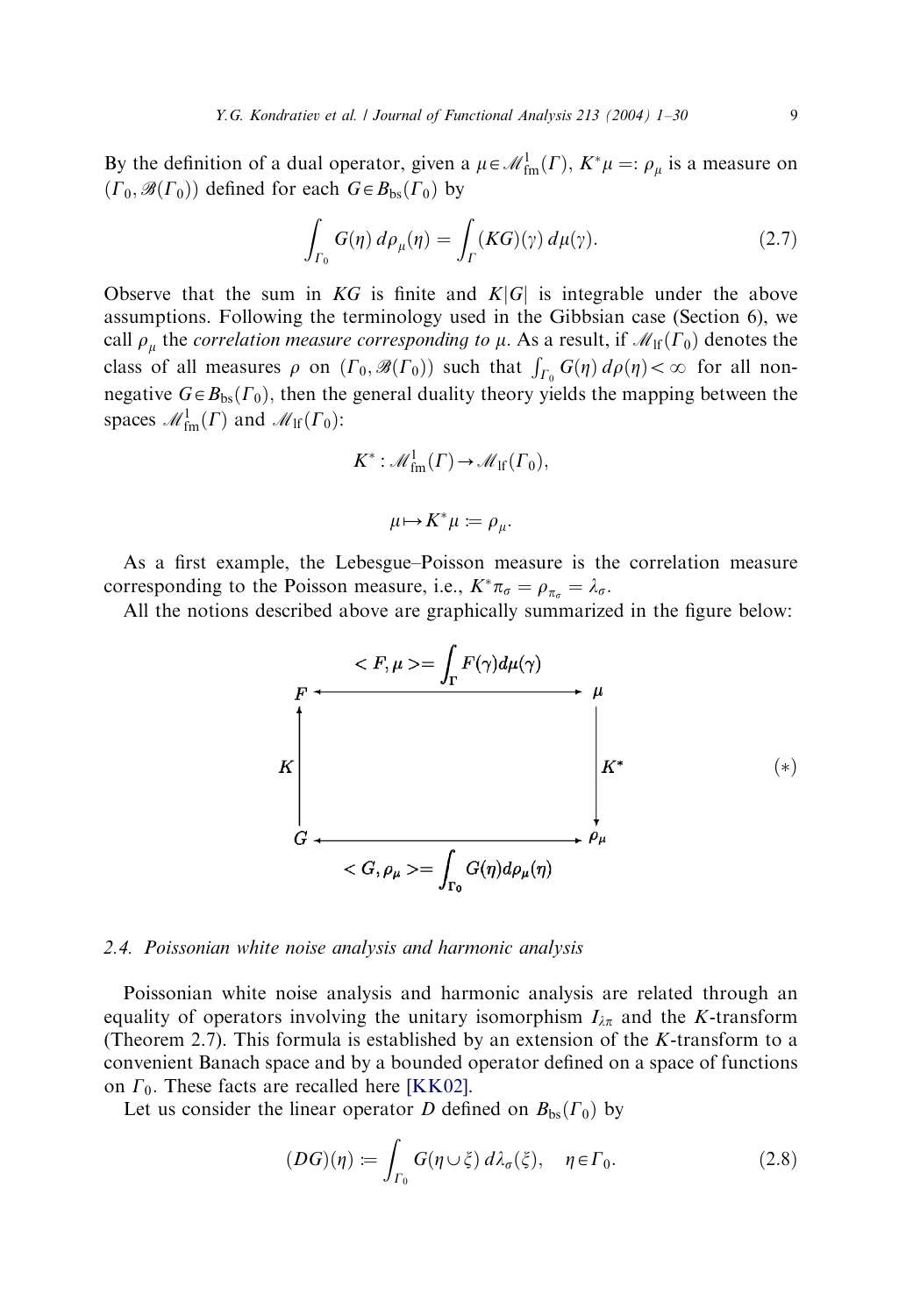By the definition of a dual operator, given a $\mu \in \mathcal{M}^1_{\mathrm{fm}}(\Gamma)$, $K^*\mu =: \rho_\mu$ is a measure on $(\Gamma_0, \mathcal{B}(\Gamma_0))$ defined for each $G \in B_{\mathrm{bs}}(\Gamma_0)$ by

$$\int_{\Gamma_0} G(\eta)\, d\rho_\mu(\eta) = \int_{\Gamma} (KG)(\gamma)\, d\mu(\gamma). \tag{2.7}$$

Observe that the sum in $KG$ is finite and $K|G|$ is integrable under the above assumptions. Following the terminology used in the Gibbsian case (Section 6), we call $\rho_\mu$ the *correlation measure corresponding to* $\mu$. As a result, if $\mathcal{M}_{\mathrm{lf}}(\Gamma_0)$ denotes the class of all measures $\rho$ on $(\Gamma_0, \mathcal{B}(\Gamma_0))$ such that $\int_{\Gamma_0} G(\eta)\, d\rho(\eta) < \infty$ for all non-negative $G \in B_{\mathrm{bs}}(\Gamma_0)$, then the general duality theory yields the mapping between the spaces $\mathcal{M}^1_{\mathrm{fm}}(\Gamma)$ and $\mathcal{M}_{\mathrm{lf}}(\Gamma_0)$:

$$K^* : \mathcal{M}^1_{\mathrm{fm}}(\Gamma) \to \mathcal{M}_{\mathrm{lf}}(\Gamma_0),$$

$$\mu \mapsto K^*\mu := \rho_\mu.$$

As a first example, the Lebesgue–Poisson measure is the correlation measure corresponding to the Poisson measure, i.e., $K^*\pi_\sigma = \rho_{\pi_\sigma} = \lambda_\sigma$.

All the notions described above are graphically summarized in the figure below:

$$\begin{array}{ccc}
F & \xleftrightarrow{\;< F,\mu >= \int_\Gamma F(\gamma)d\mu(\gamma)\;} & \mu \\
\uparrow K & & \downarrow K^* \\
G & \xleftrightarrow[\;< G,\rho_\mu >= \int_{\Gamma_0} G(\eta)d\rho_\mu(\eta)\;]{} & \rho_\mu
\end{array} \tag{$*$}$$

### 2.4. Poissonian white noise analysis and harmonic analysis

Poissonian white noise analysis and harmonic analysis are related through an equality of operators involving the unitary isomorphism $I_{\lambda\pi}$ and the $K$-transform (Theorem 2.7). This formula is established by an extension of the $K$-transform to a convenient Banach space and by a bounded operator defined on a space of functions on $\Gamma_0$. These facts are recalled here [KK02].

Let us consider the linear operator $D$ defined on $B_{\mathrm{bs}}(\Gamma_0)$ by

$$(DG)(\eta) := \int_{\Gamma_0} G(\eta \cup \xi)\, d\lambda_\sigma(\xi), \quad \eta \in \Gamma_0. \tag{2.8}$$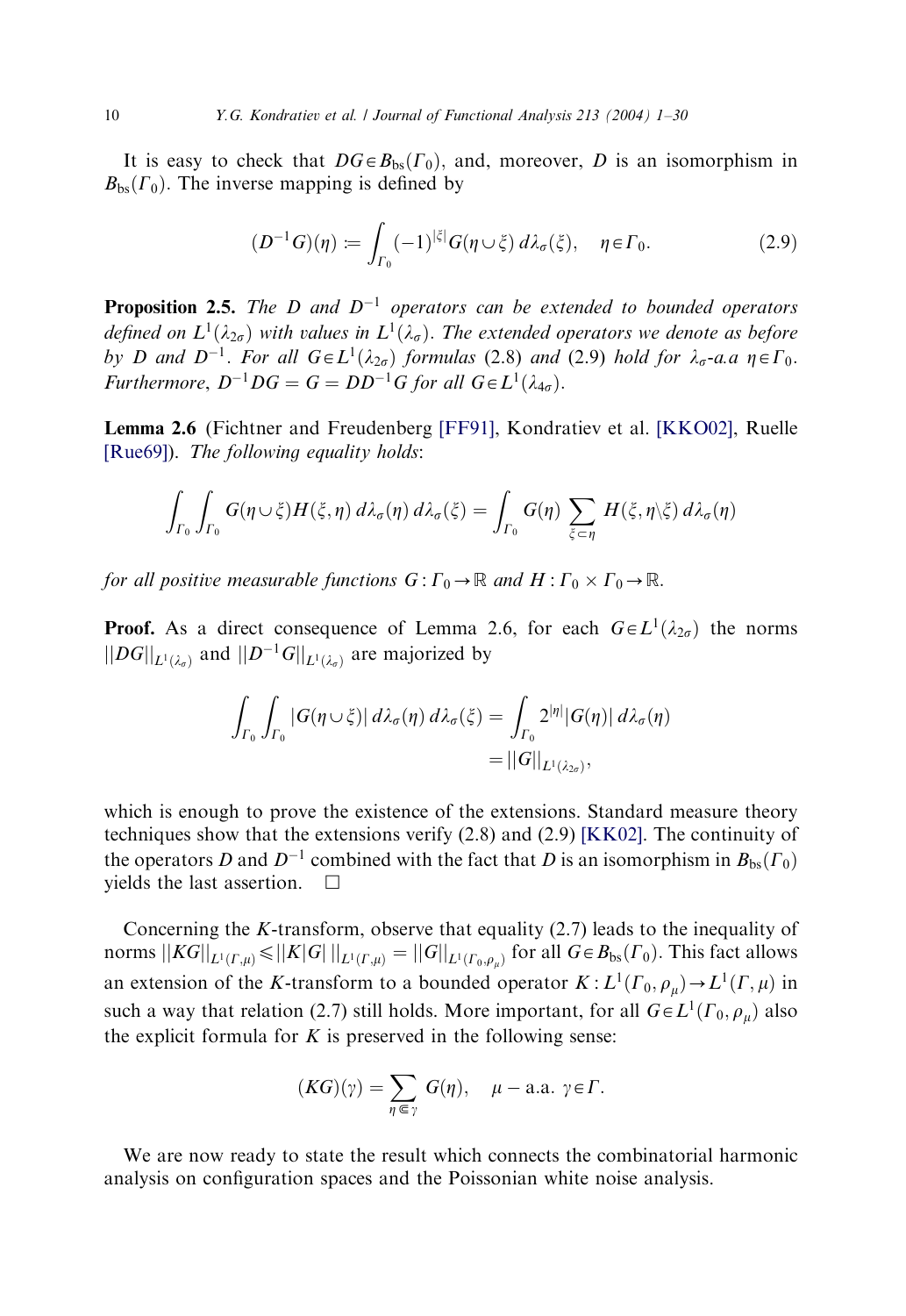It is easy to check that $DG \in B_{\mathrm{bs}}(\Gamma_0)$, and, moreover, $D$ is an isomorphism in $B_{\mathrm{bs}}(\Gamma_0)$. The inverse mapping is defined by

$$(D^{-1}G)(\eta) := \int_{\Gamma_0} (-1)^{|\xi|} G(\eta \cup \xi)\, d\lambda_\sigma(\xi), \quad \eta \in \Gamma_0. \tag{2.9}$$

**Proposition 2.5.** *The $D$ and $D^{-1}$ operators can be extended to bounded operators defined on $L^1(\lambda_{2\sigma})$ with values in $L^1(\lambda_\sigma)$. The extended operators we denote as before by $D$ and $D^{-1}$. For all $G \in L^1(\lambda_{2\sigma})$ formulas* (2.8) *and* (2.9) *hold for $\lambda_\sigma$-a.a $\eta \in \Gamma_0$. Furthermore, $D^{-1}DG = G = DD^{-1}G$ for all $G \in L^1(\lambda_{4\sigma})$.*

**Lemma 2.6** (Fichtner and Freudenberg [FF91], Kondratiev et al. [KKO02], Ruelle [Rue69]). *The following equality holds*:

$$\int_{\Gamma_0} \int_{\Gamma_0} G(\eta \cup \xi) H(\xi, \eta)\, d\lambda_\sigma(\eta)\, d\lambda_\sigma(\xi) = \int_{\Gamma_0} G(\eta) \sum_{\xi \subset \eta} H(\xi, \eta \backslash \xi)\, d\lambda_\sigma(\eta)$$

*for all positive measurable functions $G : \Gamma_0 \to \mathbb{R}$ and $H : \Gamma_0 \times \Gamma_0 \to \mathbb{R}$.*

**Proof.** As a direct consequence of Lemma 2.6, for each $G \in L^1(\lambda_{2\sigma})$ the norms $\|DG\|_{L^1(\lambda_\sigma)}$ and $\|D^{-1}G\|_{L^1(\lambda_\sigma)}$ are majorized by

$$\int_{\Gamma_0} \int_{\Gamma_0} |G(\eta \cup \xi)|\, d\lambda_\sigma(\eta)\, d\lambda_\sigma(\xi) = \int_{\Gamma_0} 2^{|\eta|} |G(\eta)|\, d\lambda_\sigma(\eta)$$
$$= \|G\|_{L^1(\lambda_{2\sigma})},$$

which is enough to prove the existence of the extensions. Standard measure theory techniques show that the extensions verify (2.8) and (2.9) [KK02]. The continuity of the operators $D$ and $D^{-1}$ combined with the fact that $D$ is an isomorphism in $B_{\mathrm{bs}}(\Gamma_0)$ yields the last assertion. $\square$

Concerning the $K$-transform, observe that equality (2.7) leads to the inequality of norms $\|KG\|_{L^1(\Gamma,\mu)} \leqslant \|K|G|\,\|_{L^1(\Gamma,\mu)} = \|G\|_{L^1(\Gamma_0,\rho_\mu)}$ for all $G \in B_{\mathrm{bs}}(\Gamma_0)$. This fact allows an extension of the $K$-transform to a bounded operator $K : L^1(\Gamma_0, \rho_\mu) \to L^1(\Gamma, \mu)$ in such a way that relation (2.7) still holds. More important, for all $G \in L^1(\Gamma_0, \rho_\mu)$ also the explicit formula for $K$ is preserved in the following sense:

$$(KG)(\gamma) = \sum_{\eta \Subset \gamma} G(\eta), \quad \mu - \text{a.a. } \gamma \in \Gamma.$$

We are now ready to state the result which connects the combinatorial harmonic analysis on configuration spaces and the Poissonian white noise analysis.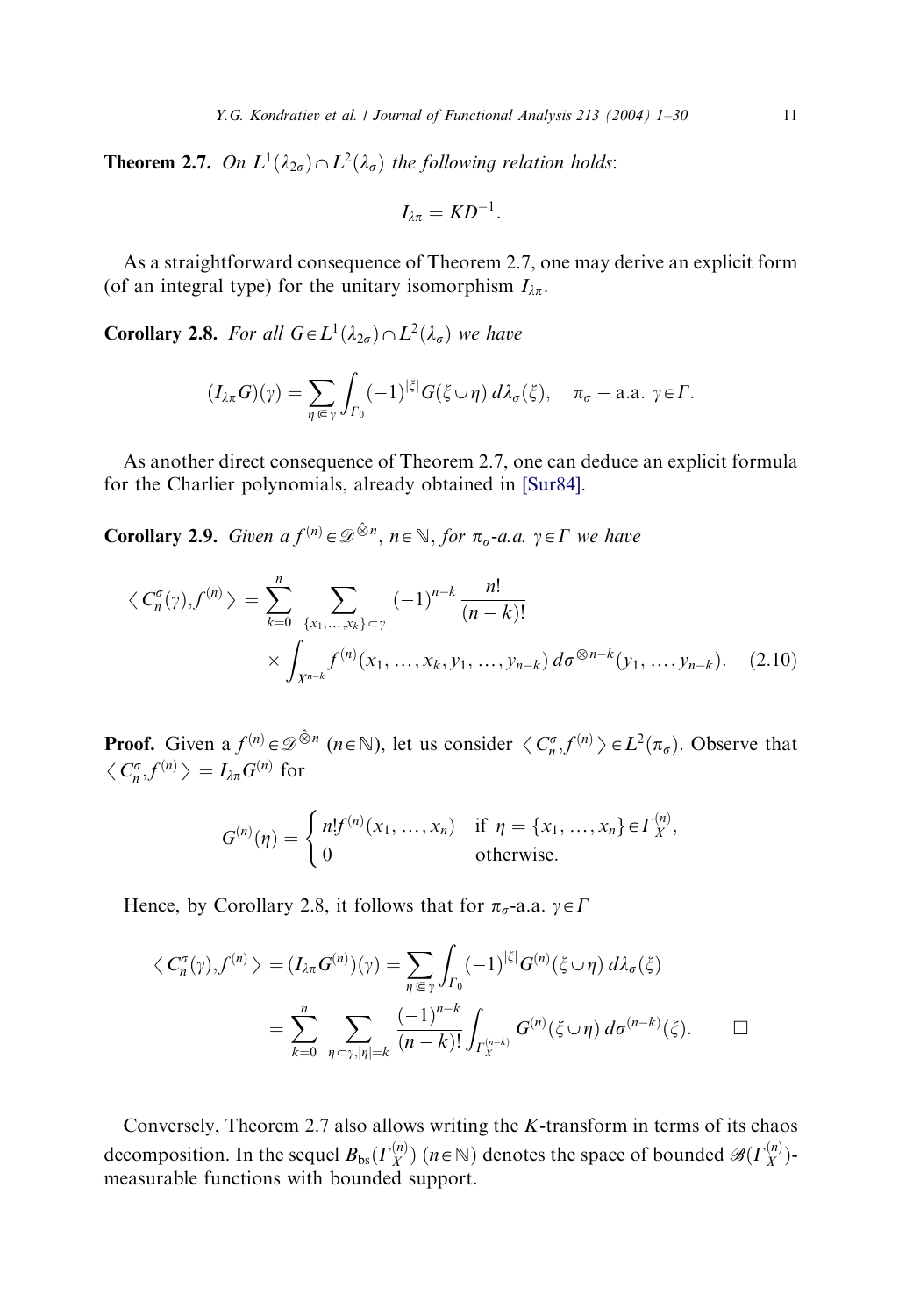**Theorem 2.7.** *On $L^1(\lambda_{2\sigma}) \cap L^2(\lambda_\sigma)$ the following relation holds*:

$$I_{\lambda\pi} = KD^{-1}.$$

As a straightforward consequence of Theorem 2.7, one may derive an explicit form (of an integral type) for the unitary isomorphism $I_{\lambda\pi}$.

**Corollary 2.8.** *For all $G \in L^1(\lambda_{2\sigma}) \cap L^2(\lambda_\sigma)$ we have*

$$(I_{\lambda\pi} G)(\gamma) = \sum_{\eta \Subset \gamma} \int_{\Gamma_0} (-1)^{|\xi|} G(\xi \cup \eta)\, d\lambda_\sigma(\xi), \quad \pi_\sigma - \text{a.a. } \gamma \in \Gamma.$$

As another direct consequence of Theorem 2.7, one can deduce an explicit formula for the Charlier polynomials, already obtained in [Sur84].

**Corollary 2.9.** *Given a $f^{(n)} \in \mathscr{D}^{\hat{\otimes} n}$, $n \in \mathbb{N}$, for $\pi_\sigma$-a.a. $\gamma \in \Gamma$ we have*

$$\begin{aligned} \langle C_n^\sigma(\gamma), f^{(n)} \rangle = \sum_{k=0}^{n} \sum_{\{x_1,\ldots,x_k\} \subset \gamma} (-1)^{n-k} \frac{n!}{(n-k)!} \\ \times \int_{X^{n-k}} f^{(n)}(x_1,\ldots,x_k,y_1,\ldots,y_{n-k})\, d\sigma^{\otimes n-k}(y_1,\ldots,y_{n-k}). \end{aligned} \tag{2.10}$$

**Proof.** Given a $f^{(n)} \in \mathscr{D}^{\hat{\otimes} n}$ ($n \in \mathbb{N}$), let us consider $\langle C_n^\sigma, f^{(n)} \rangle \in L^2(\pi_\sigma)$. Observe that $\langle C_n^\sigma, f^{(n)} \rangle = I_{\lambda\pi} G^{(n)}$ for

$$G^{(n)}(\eta) = \begin{cases} n! f^{(n)}(x_1,\ldots,x_n) & \text{if } \eta = \{x_1,\ldots,x_n\} \in \Gamma_X^{(n)}, \\ 0 & \text{otherwise.} \end{cases}$$

Hence, by Corollary 2.8, it follows that for $\pi_\sigma$-a.a. $\gamma \in \Gamma$

$$\begin{aligned} \langle C_n^\sigma(\gamma), f^{(n)} \rangle &= (I_{\lambda\pi} G^{(n)})(\gamma) = \sum_{\eta \Subset \gamma} \int_{\Gamma_0} (-1)^{|\xi|} G^{(n)}(\xi \cup \eta)\, d\lambda_\sigma(\xi) \\ &= \sum_{k=0}^{n} \sum_{\eta \subset \gamma, |\eta| = k} \frac{(-1)^{n-k}}{(n-k)!} \int_{\Gamma_X^{(n-k)}} G^{(n)}(\xi \cup \eta)\, d\sigma^{(n-k)}(\xi). \qquad \square \end{aligned}$$

Conversely, Theorem 2.7 also allows writing the $K$-transform in terms of its chaos decomposition. In the sequel $B_{\text{bs}}(\Gamma_X^{(n)})$ ($n \in \mathbb{N}$) denotes the space of bounded $\mathscr{B}(\Gamma_X^{(n)})$-measurable functions with bounded support.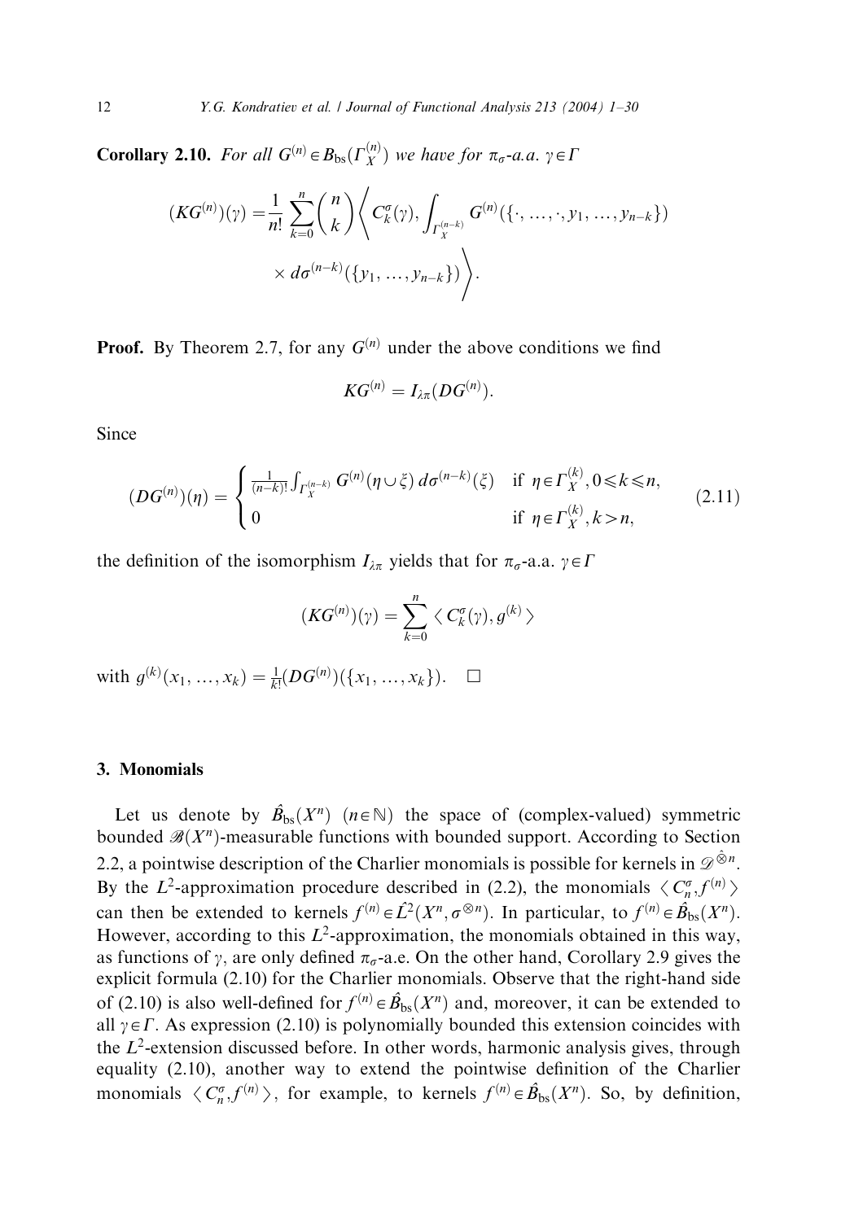**Corollary 2.10.** *For all $G^{(n)} \in B_{\mathrm{bs}}(\Gamma_X^{(n)})$ we have for $\pi_\sigma$-a.a. $\gamma \in \Gamma$*

$$(KG^{(n)})(\gamma) = \frac{1}{n!} \sum_{k=0}^{n} \binom{n}{k} \left\langle C_k^\sigma(\gamma), \int_{\Gamma_X^{(n-k)}} G^{(n)}(\{\cdot, \dots, \cdot, y_1, \dots, y_{n-k}\}) \times d\sigma^{(n-k)}(\{y_1, \dots, y_{n-k}\}) \right\rangle.$$

**Proof.** By Theorem 2.7, for any $G^{(n)}$ under the above conditions we find

$$KG^{(n)} = I_{\lambda\pi}(DG^{(n)}).$$

Since

$$(DG^{(n)})(\eta) = \begin{cases} \frac{1}{(n-k)!} \int_{\Gamma_X^{(n-k)}} G^{(n)}(\eta \cup \xi)\, d\sigma^{(n-k)}(\xi) & \text{if } \eta \in \Gamma_X^{(k)}, 0 \leqslant k \leqslant n, \\ 0 & \text{if } \eta \in \Gamma_X^{(k)}, k > n, \end{cases} \tag{2.11}$$

the definition of the isomorphism $I_{\lambda\pi}$ yields that for $\pi_\sigma$-a.a. $\gamma \in \Gamma$

$$(KG^{(n)})(\gamma) = \sum_{k=0}^{n} \langle C_k^\sigma(\gamma), g^{(k)} \rangle$$

with $g^{(k)}(x_1, \dots, x_k) = \frac{1}{k!}(DG^{(n)})(\{x_1, \dots, x_k\})$. $\square$

## 3. Monomials

Let us denote by $\hat{B}_{\mathrm{bs}}(X^n)$ $(n \in \mathbb{N})$ the space of (complex-valued) symmetric bounded $\mathscr{B}(X^n)$-measurable functions with bounded support. According to Section 2.2, a pointwise description of the Charlier monomials is possible for kernels in $\mathscr{D}^{\hat{\otimes} n}$. By the $L^2$-approximation procedure described in (2.2), the monomials $\langle C_n^\sigma, f^{(n)} \rangle$ can then be extended to kernels $f^{(n)} \in \hat{L}^2(X^n, \sigma^{\otimes n})$. In particular, to $f^{(n)} \in \hat{B}_{\mathrm{bs}}(X^n)$. However, according to this $L^2$-approximation, the monomials obtained in this way, as functions of $\gamma$, are only defined $\pi_\sigma$-a.e. On the other hand, Corollary 2.9 gives the explicit formula (2.10) for the Charlier monomials. Observe that the right-hand side of (2.10) is also well-defined for $f^{(n)} \in \hat{B}_{\mathrm{bs}}(X^n)$ and, moreover, it can be extended to all $\gamma \in \Gamma$. As expression (2.10) is polynomially bounded this extension coincides with the $L^2$-extension discussed before. In other words, harmonic analysis gives, through equality (2.10), another way to extend the pointwise definition of the Charlier monomials $\langle C_n^\sigma, f^{(n)} \rangle$, for example, to kernels $f^{(n)} \in \hat{B}_{\mathrm{bs}}(X^n)$. So, by definition,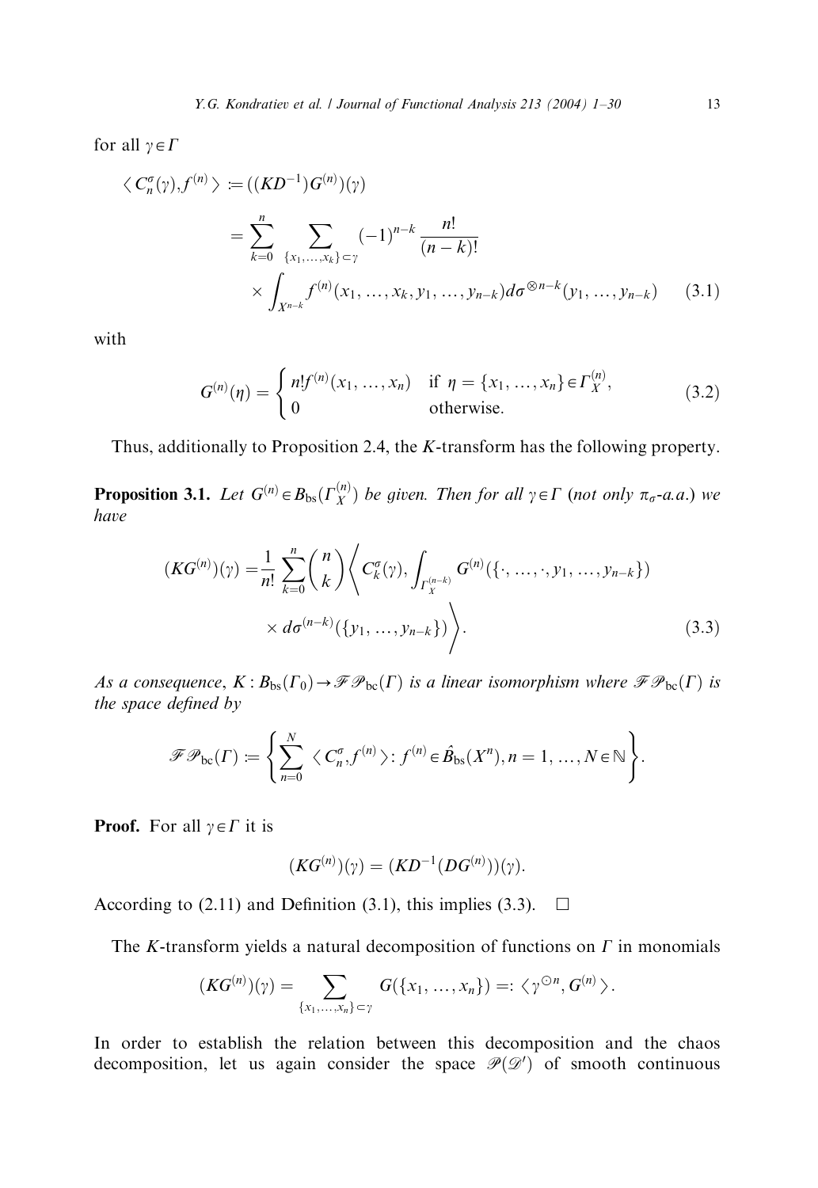for all $\gamma \in \Gamma$

$$
\begin{aligned}
\langle C_n^\sigma(\gamma), f^{(n)} \rangle &:= ((KD^{-1})G^{(n)})(\gamma) \\
&= \sum_{k=0}^{n} \sum_{\{x_1,\ldots,x_k\} \subset \gamma} (-1)^{n-k} \frac{n!}{(n-k)!} \\
&\quad \times \int_{X^{n-k}} f^{(n)}(x_1,\ldots,x_k,y_1,\ldots,y_{n-k}) d\sigma^{\otimes n-k}(y_1,\ldots,y_{n-k}) \qquad (3.1)
\end{aligned}
$$

with

$$
G^{(n)}(\eta) = \begin{cases} n! f^{(n)}(x_1,\ldots,x_n) & \text{if } \eta = \{x_1,\ldots,x_n\} \in \Gamma_X^{(n)}, \\ 0 & \text{otherwise.} \end{cases} \qquad (3.2)
$$

Thus, additionally to Proposition 2.4, the $K$-transform has the following property.

**Proposition 3.1.** *Let $G^{(n)} \in B_{\mathrm{bs}}(\Gamma_X^{(n)})$ be given. Then for all $\gamma \in \Gamma$ (not only $\pi_\sigma$-a.a.) we have*

$$
\begin{aligned}
(KG^{(n)})(\gamma) = \frac{1}{n!} \sum_{k=0}^{n} \binom{n}{k} \Bigg\langle C_k^\sigma(\gamma), \int_{\Gamma_X^{(n-k)}} & G^{(n)}(\{\cdot,\ldots,\cdot,y_1,\ldots,y_{n-k}\}) \\
& \times d\sigma^{(n-k)}(\{y_1,\ldots,y_{n-k}\}) \Bigg\rangle. \qquad (3.3)
\end{aligned}
$$

*As a consequence, $K: B_{\mathrm{bs}}(\Gamma_0) \to \mathscr{FP}_{\mathrm{bc}}(\Gamma)$ is a linear isomorphism where $\mathscr{FP}_{\mathrm{bc}}(\Gamma)$ is the space defined by*

$$
\mathscr{FP}_{\mathrm{bc}}(\Gamma) := \left\{ \sum_{n=0}^{N} \langle C_n^\sigma, f^{(n)} \rangle : f^{(n)} \in \hat{B}_{\mathrm{bs}}(X^n), n = 1,\ldots,N \in \mathbb{N} \right\}.
$$

**Proof.** For all $\gamma \in \Gamma$ it is

$$
(KG^{(n)})(\gamma) = (KD^{-1}(DG^{(n)}))(\gamma).
$$

According to (2.11) and Definition (3.1), this implies (3.3). $\square$

The $K$-transform yields a natural decomposition of functions on $\Gamma$ in monomials

$$
(KG^{(n)})(\gamma) = \sum_{\{x_1,\ldots,x_n\} \subset \gamma} G(\{x_1,\ldots,x_n\}) =: \langle \gamma^{\odot n}, G^{(n)} \rangle.
$$

In order to establish the relation between this decomposition and the chaos decomposition, let us again consider the space $\mathscr{P}(\mathscr{D}')$ of smooth continuous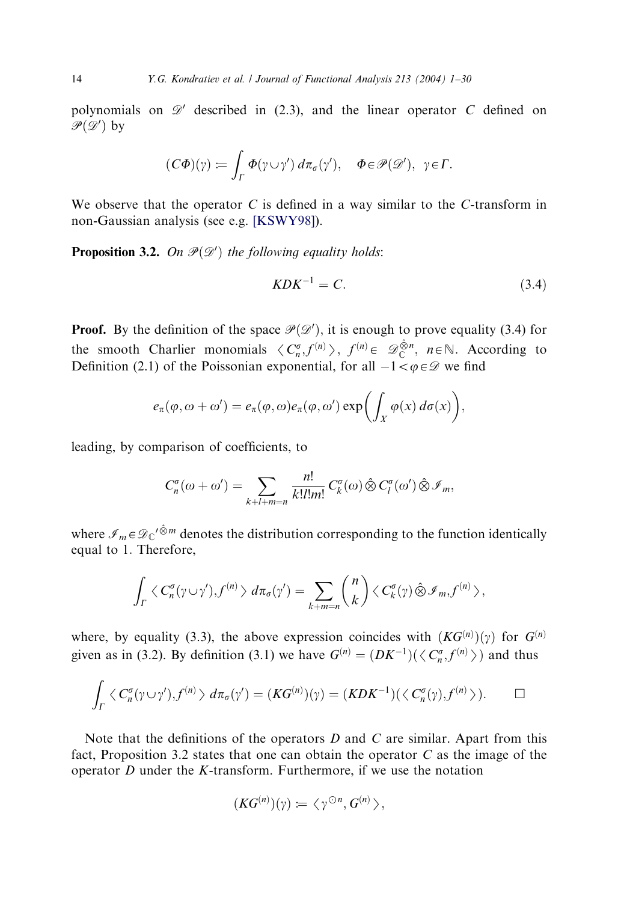polynomials on $\mathscr{D}'$ described in (2.3), and the linear operator $C$ defined on $\mathscr{P}(\mathscr{D}')$ by

$$(C\Phi)(\gamma) := \int_\Gamma \Phi(\gamma \cup \gamma')\, d\pi_\sigma(\gamma'), \quad \Phi \in \mathscr{P}(\mathscr{D}'), \;\; \gamma \in \Gamma.$$

We observe that the operator $C$ is defined in a way similar to the $C$-transform in non-Gaussian analysis (see e.g. [KSWY98]).

**Proposition 3.2.** *On $\mathscr{P}(\mathscr{D}')$ the following equality holds*:

$$KDK^{-1} = C. \tag{3.4}$$

**Proof.** By the definition of the space $\mathscr{P}(\mathscr{D}')$, it is enough to prove equality (3.4) for the smooth Charlier monomials $\langle C_n^\sigma, f^{(n)} \rangle$, $f^{(n)} \in \mathscr{D}_{\mathbb{C}}^{\hat{\otimes} n}$, $n \in \mathbb{N}$. According to Definition (2.1) of the Poissonian exponential, for all $-1 < \varphi \in \mathscr{D}$ we find

$$e_\pi(\varphi, \omega + \omega') = e_\pi(\varphi, \omega) e_\pi(\varphi, \omega') \exp\left( \int_X \varphi(x)\, d\sigma(x) \right),$$

leading, by comparison of coefficients, to

$$C_n^\sigma(\omega + \omega') = \sum_{k+l+m=n} \frac{n!}{k!l!m!}\, C_k^\sigma(\omega) \hat{\otimes} C_l^\sigma(\omega') \hat{\otimes} \mathscr{I}_m,$$

where $\mathscr{I}_m \in {\mathscr{D}_{\mathbb{C}}}'^{\hat{\otimes} m}$ denotes the distribution corresponding to the function identically equal to 1. Therefore,

$$\int_\Gamma \langle C_n^\sigma(\gamma \cup \gamma'), f^{(n)} \rangle\, d\pi_\sigma(\gamma') = \sum_{k+m=n} \binom{n}{k} \langle C_k^\sigma(\gamma) \hat{\otimes} \mathscr{I}_m, f^{(n)} \rangle,$$

where, by equality (3.3), the above expression coincides with $(KG^{(n)})(\gamma)$ for $G^{(n)}$ given as in (3.2). By definition (3.1) we have $G^{(n)} = (DK^{-1})(\langle C_n^\sigma, f^{(n)} \rangle)$ and thus

$$\int_\Gamma \langle C_n^\sigma(\gamma \cup \gamma'), f^{(n)} \rangle\, d\pi_\sigma(\gamma') = (KG^{(n)})(\gamma) = (KDK^{-1})(\langle C_n^\sigma(\gamma), f^{(n)} \rangle). \qquad \square$$

Note that the definitions of the operators $D$ and $C$ are similar. Apart from this fact, Proposition 3.2 states that one can obtain the operator $C$ as the image of the operator $D$ under the $K$-transform. Furthermore, if we use the notation

$$(KG^{(n)})(\gamma) := \langle \gamma^{\odot n}, G^{(n)} \rangle,$$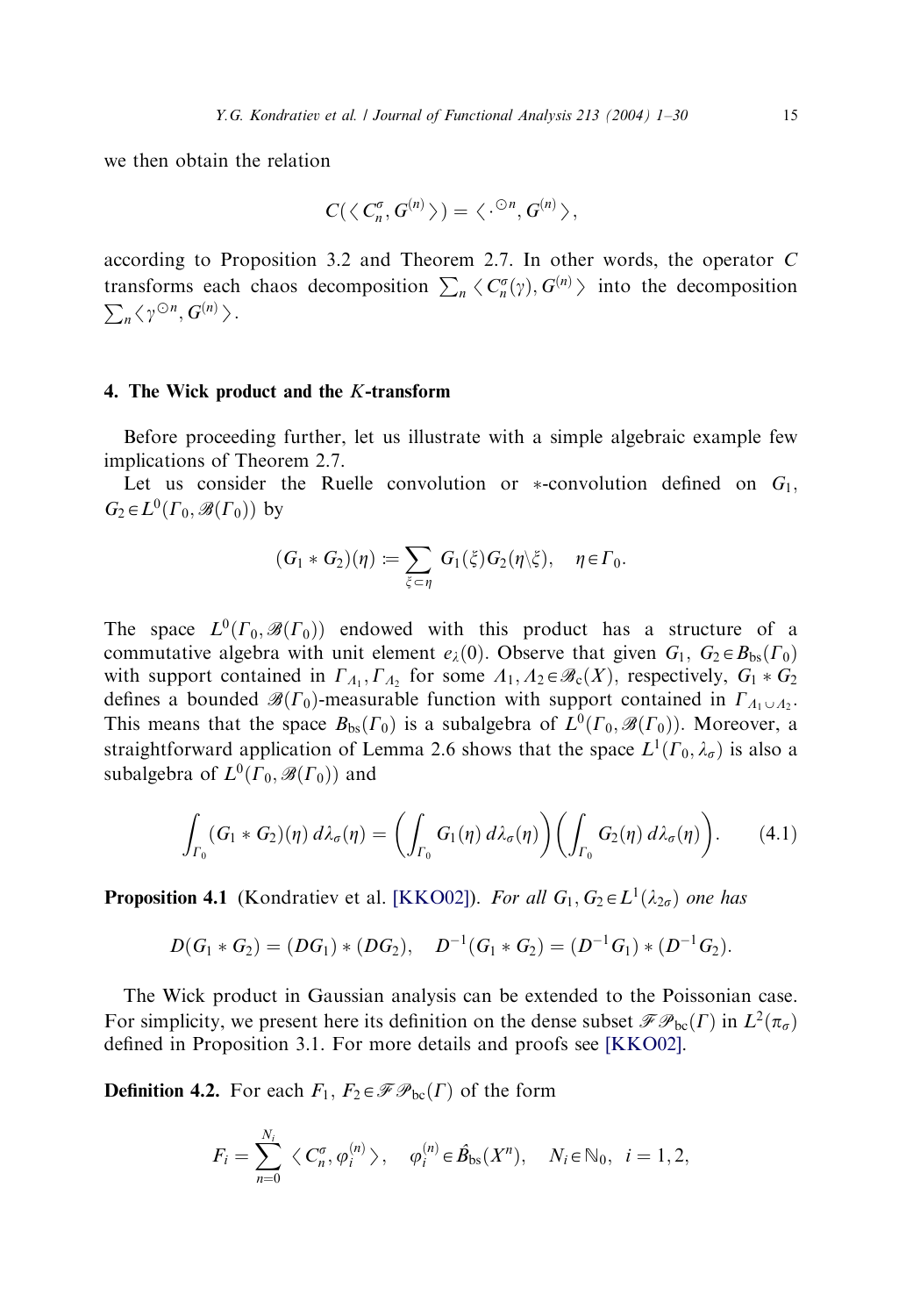we then obtain the relation

$$C(\langle C_n^\sigma, G^{(n)}\rangle) = \langle \cdot^{\odot n}, G^{(n)}\rangle,$$

according to Proposition 3.2 and Theorem 2.7. In other words, the operator $C$ transforms each chaos decomposition $\sum_n \langle C_n^\sigma(\gamma), G^{(n)}\rangle$ into the decomposition $\sum_n \langle \gamma^{\odot n}, G^{(n)}\rangle$.

## 4. The Wick product and the $K$-transform

Before proceeding further, let us illustrate with a simple algebraic example few implications of Theorem 2.7.

Let us consider the Ruelle convolution or $*$-convolution defined on $G_1$, $G_2 \in L^0(\Gamma_0, \mathscr{B}(\Gamma_0))$ by

$$(G_1 * G_2)(\eta) := \sum_{\xi \subset \eta} G_1(\xi) G_2(\eta \backslash \xi), \quad \eta \in \Gamma_0.$$

The space $L^0(\Gamma_0, \mathscr{B}(\Gamma_0))$ endowed with this product has a structure of a commutative algebra with unit element $e_\lambda(0)$. Observe that given $G_1$, $G_2 \in B_{\text{bs}}(\Gamma_0)$ with support contained in $\Gamma_{\Lambda_1}, \Gamma_{\Lambda_2}$ for some $\Lambda_1, \Lambda_2 \in \mathscr{B}_{\text{c}}(X)$, respectively, $G_1 * G_2$ defines a bounded $\mathscr{B}(\Gamma_0)$-measurable function with support contained in $\Gamma_{\Lambda_1 \cup \Lambda_2}$. This means that the space $B_{\text{bs}}(\Gamma_0)$ is a subalgebra of $L^0(\Gamma_0, \mathscr{B}(\Gamma_0))$. Moreover, a straightforward application of Lemma 2.6 shows that the space $L^1(\Gamma_0, \lambda_\sigma)$ is also a subalgebra of $L^0(\Gamma_0, \mathscr{B}(\Gamma_0))$ and

$$\int_{\Gamma_0} (G_1 * G_2)(\eta)\, d\lambda_\sigma(\eta) = \left(\int_{\Gamma_0} G_1(\eta)\, d\lambda_\sigma(\eta)\right)\left(\int_{\Gamma_0} G_2(\eta)\, d\lambda_\sigma(\eta)\right). \tag{4.1}$$

**Proposition 4.1** (Kondratiev et al. [KKO02]). *For all $G_1, G_2 \in L^1(\lambda_{2\sigma})$ one has*

$$D(G_1 * G_2) = (DG_1) * (DG_2), \quad D^{-1}(G_1 * G_2) = (D^{-1}G_1) * (D^{-1}G_2).$$

The Wick product in Gaussian analysis can be extended to the Poissonian case. For simplicity, we present here its definition on the dense subset $\mathscr{F}\mathscr{P}_{\text{bc}}(\Gamma)$ in $L^2(\pi_\sigma)$ defined in Proposition 3.1. For more details and proofs see [KKO02].

**Definition 4.2.** For each $F_1$, $F_2 \in \mathscr{F}\mathscr{P}_{\text{bc}}(\Gamma)$ of the form

$$F_i = \sum_{n=0}^{N_i} \langle C_n^\sigma, \varphi_i^{(n)}\rangle, \quad \varphi_i^{(n)} \in \hat{B}_{\text{bs}}(X^n), \quad N_i \in \mathbb{N}_0, \ i = 1, 2,$$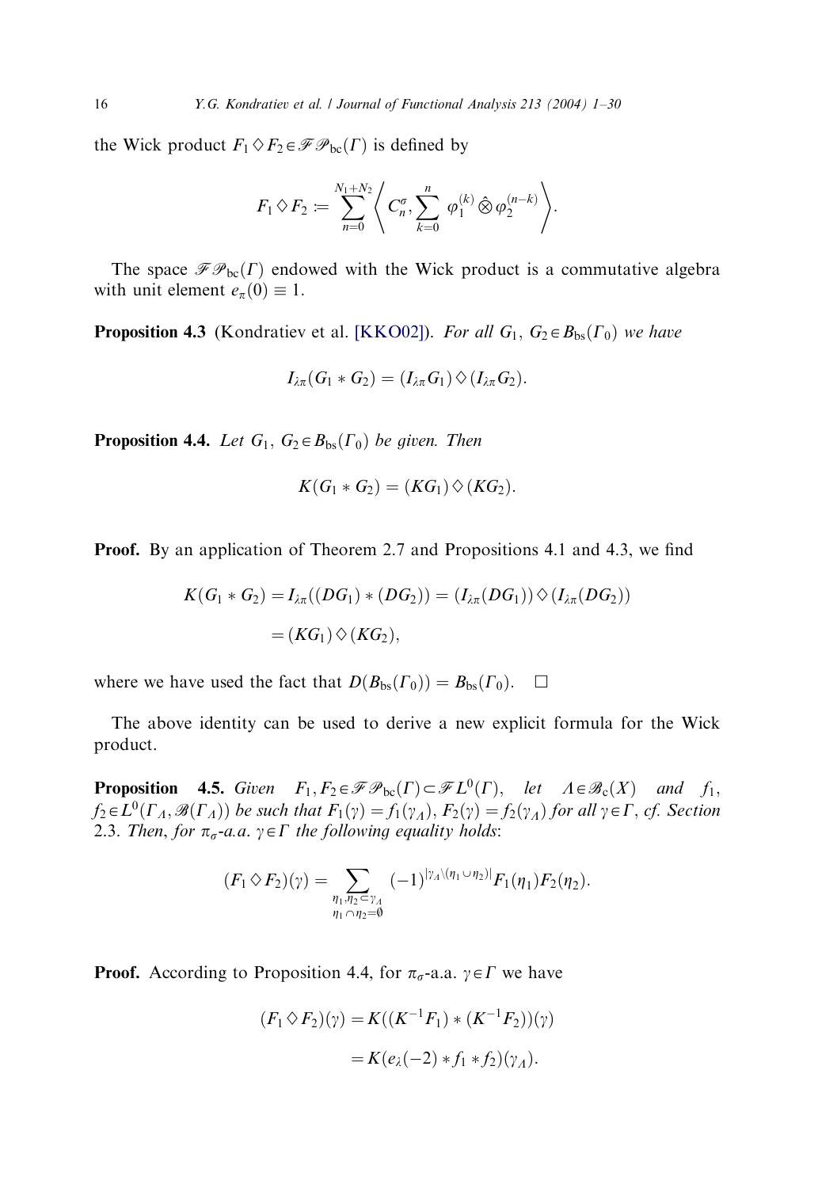the Wick product $F_1 \diamond F_2 \in \mathscr{F}\mathscr{P}_{\mathrm{bc}}(\Gamma)$ is defined by

$$F_1 \diamond F_2 := \sum_{n=0}^{N_1+N_2} \left\langle C_n^\sigma, \sum_{k=0}^{n} \varphi_1^{(k)} \hat{\otimes} \varphi_2^{(n-k)} \right\rangle.$$

The space $\mathscr{F}\mathscr{P}_{\mathrm{bc}}(\Gamma)$ endowed with the Wick product is a commutative algebra with unit element $e_\pi(0) \equiv 1$.

**Proposition 4.3** (Kondratiev et al. [KKO02]). *For all $G_1, G_2 \in B_{\mathrm{bs}}(\Gamma_0)$ we have*

$$I_{\lambda\pi}(G_1 * G_2) = (I_{\lambda\pi} G_1) \diamond (I_{\lambda\pi} G_2).$$

**Proposition 4.4.** *Let $G_1, G_2 \in B_{\mathrm{bs}}(\Gamma_0)$ be given. Then*

$$K(G_1 * G_2) = (KG_1) \diamond (KG_2).$$

**Proof.** By an application of Theorem 2.7 and Propositions 4.1 and 4.3, we find

$$\begin{aligned} K(G_1 * G_2) &= I_{\lambda\pi}((DG_1) * (DG_2)) = (I_{\lambda\pi}(DG_1)) \diamond (I_{\lambda\pi}(DG_2)) \\ &= (KG_1) \diamond (KG_2), \end{aligned}$$

where we have used the fact that $D(B_{\mathrm{bs}}(\Gamma_0)) = B_{\mathrm{bs}}(\Gamma_0)$. $\square$

The above identity can be used to derive a new explicit formula for the Wick product.

**Proposition 4.5.** *Given $F_1, F_2 \in \mathscr{F}\mathscr{P}_{\mathrm{bc}}(\Gamma) \subset \mathscr{F}L^0(\Gamma)$, let $\Lambda \in \mathscr{B}_{\mathrm{c}}(X)$ and $f_1, f_2 \in L^0(\Gamma_\Lambda, \mathscr{B}(\Gamma_\Lambda))$ be such that $F_1(\gamma) = f_1(\gamma_\Lambda)$, $F_2(\gamma) = f_2(\gamma_\Lambda)$ for all $\gamma \in \Gamma$, cf. Section 2.3. Then, for $\pi_\sigma$-a.a. $\gamma \in \Gamma$ the following equality holds*:

$$(F_1 \diamond F_2)(\gamma) = \sum_{\substack{\eta_1, \eta_2 \subset \gamma_\Lambda \\ \eta_1 \cap \eta_2 = \emptyset}} (-1)^{|\gamma_\Lambda \setminus (\eta_1 \cup \eta_2)|} F_1(\eta_1) F_2(\eta_2).$$

**Proof.** According to Proposition 4.4, for $\pi_\sigma$-a.a. $\gamma \in \Gamma$ we have

$$\begin{aligned} (F_1 \diamond F_2)(\gamma) &= K((K^{-1}F_1) * (K^{-1}F_2))(\gamma) \\ &= K(e_\lambda(-2) * f_1 * f_2)(\gamma_\Lambda). \end{aligned}$$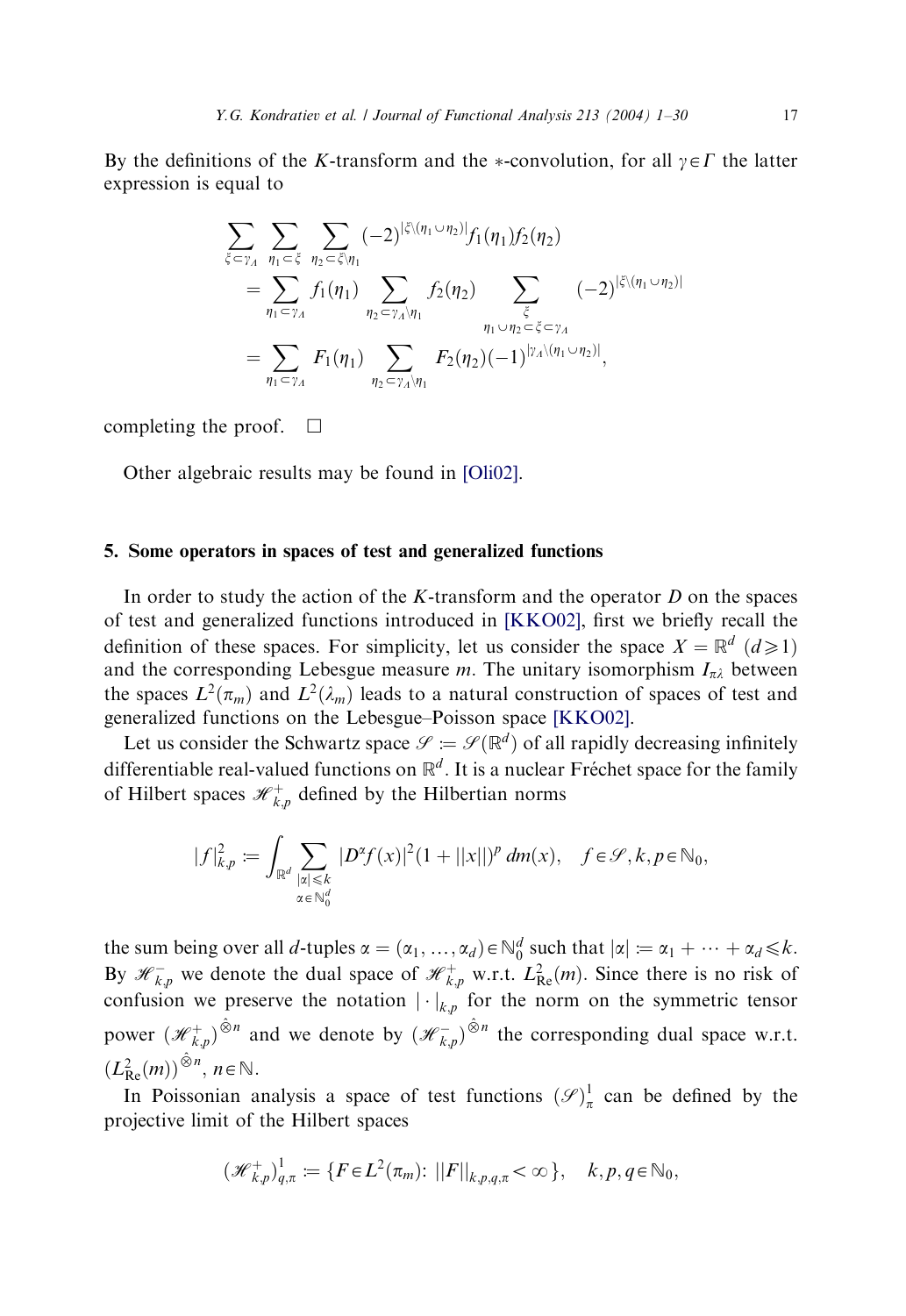By the definitions of the $K$-transform and the $*$-convolution, for all $\gamma \in \Gamma$ the latter expression is equal to

$$
\begin{aligned}
\sum_{\xi \subset \gamma_\Lambda} \sum_{\eta_1 \subset \xi} \sum_{\eta_2 \subset \xi \setminus \eta_1} & (-2)^{|\xi \setminus (\eta_1 \cup \eta_2)|} f_1(\eta_1) f_2(\eta_2) \\
&= \sum_{\eta_1 \subset \gamma_\Lambda} f_1(\eta_1) \sum_{\eta_2 \subset \gamma_\Lambda \setminus \eta_1} f_2(\eta_2) \sum_{\substack{\xi \\ \eta_1 \cup \eta_2 \subset \xi \subset \gamma_\Lambda}} (-2)^{|\xi \setminus (\eta_1 \cup \eta_2)|} \\
&= \sum_{\eta_1 \subset \gamma_\Lambda} F_1(\eta_1) \sum_{\eta_2 \subset \gamma_\Lambda \setminus \eta_1} F_2(\eta_2) (-1)^{|\gamma_\Lambda \setminus (\eta_1 \cup \eta_2)|},
\end{aligned}
$$

completing the proof. $\square$

Other algebraic results may be found in [Oli02].

## 5. Some operators in spaces of test and generalized functions

In order to study the action of the $K$-transform and the operator $D$ on the spaces of test and generalized functions introduced in [KKO02], first we briefly recall the definition of these spaces. For simplicity, let us consider the space $X = \mathbb{R}^d$ $(d \geqslant 1)$ and the corresponding Lebesgue measure $m$. The unitary isomorphism $I_{\pi\lambda}$ between the spaces $L^2(\pi_m)$ and $L^2(\lambda_m)$ leads to a natural construction of spaces of test and generalized functions on the Lebesgue–Poisson space [KKO02].

Let us consider the Schwartz space $\mathscr{S} := \mathscr{S}(\mathbb{R}^d)$ of all rapidly decreasing infinitely differentiable real-valued functions on $\mathbb{R}^d$. It is a nuclear Fréchet space for the family of Hilbert spaces $\mathscr{H}^+_{k,p}$ defined by the Hilbertian norms

$$
|f|^2_{k,p} := \int_{\mathbb{R}^d} \sum_{\substack{|\alpha| \leqslant k \\ \alpha \in \mathbb{N}_0^d}} |D^\alpha f(x)|^2 (1 + ||x||)^p \, dm(x), \quad f \in \mathscr{S}, k, p \in \mathbb{N}_0,
$$

the sum being over all $d$-tuples $\alpha = (\alpha_1, \ldots, \alpha_d) \in \mathbb{N}_0^d$ such that $|\alpha| := \alpha_1 + \cdots + \alpha_d \leqslant k$. By $\mathscr{H}^-_{k,p}$ we denote the dual space of $\mathscr{H}^+_{k,p}$ w.r.t. $L^2_{\mathrm{Re}}(m)$. Since there is no risk of confusion we preserve the notation $|\cdot|_{k,p}$ for the norm on the symmetric tensor power $(\mathscr{H}^+_{k,p})^{\hat{\otimes} n}$ and we denote by $(\mathscr{H}^-_{k,p})^{\hat{\otimes} n}$ the corresponding dual space w.r.t. $(L^2_{\mathrm{Re}}(m))^{\hat{\otimes} n}$, $n \in \mathbb{N}$.

In Poissonian analysis a space of test functions $(\mathscr{S})^1_\pi$ can be defined by the projective limit of the Hilbert spaces

$$
(\mathscr{H}^+_{k,p})^1_{q,\pi} := \{F \in L^2(\pi_m) \colon ||F||_{k,p,q,\pi} < \infty\}, \quad k, p, q \in \mathbb{N}_0,
$$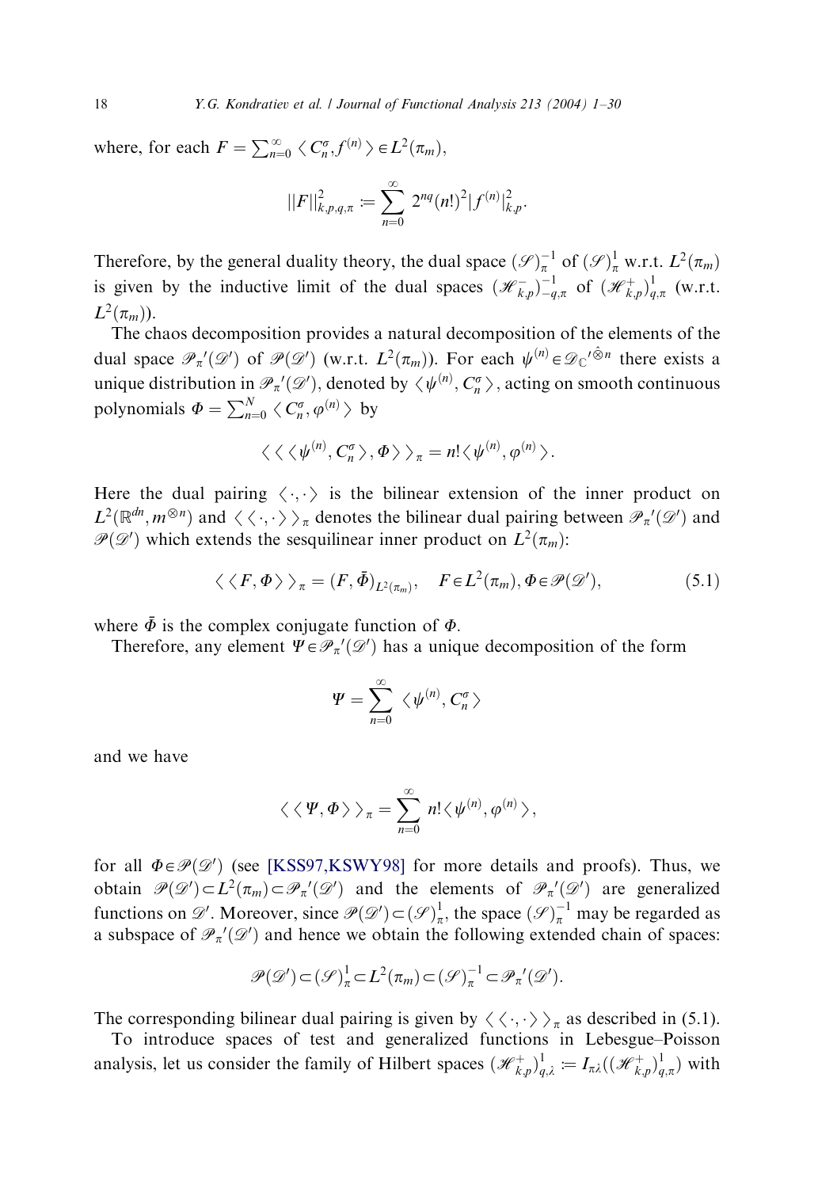where, for each $F = \sum_{n=0}^{\infty} \langle C_n^\sigma, f^{(n)} \rangle \in L^2(\pi_m)$,

$$\|F\|_{k,p,q,\pi}^2 := \sum_{n=0}^{\infty} 2^{nq} (n!)^2 |f^{(n)}|_{k,p}^2.$$

Therefore, by the general duality theory, the dual space $(\mathscr{S})_\pi^{-1}$ of $(\mathscr{S})_\pi^1$ w.r.t. $L^2(\pi_m)$ is given by the inductive limit of the dual spaces $(\mathscr{H}_{k,p}^-)_{-q,\pi}^{-1}$ of $(\mathscr{H}_{k,p}^+)_{q,\pi}^1$ (w.r.t. $L^2(\pi_m)$).

The chaos decomposition provides a natural decomposition of the elements of the dual space $\mathscr{P}_\pi'(\mathscr{D}')$ of $\mathscr{P}(\mathscr{D}')$ (w.r.t. $L^2(\pi_m)$). For each $\psi^{(n)} \in \mathscr{D}_{\mathbb{C}}'^{\hat{\otimes} n}$ there exists a unique distribution in $\mathscr{P}_\pi'(\mathscr{D}')$, denoted by $\langle \psi^{(n)}, C_n^\sigma \rangle$, acting on smooth continuous polynomials $\Phi = \sum_{n=0}^{N} \langle C_n^\sigma, \varphi^{(n)} \rangle$ by

$$\langle\langle \langle \psi^{(n)}, C_n^\sigma \rangle, \Phi \rangle\rangle_\pi = n! \langle \psi^{(n)}, \varphi^{(n)} \rangle.$$

Here the dual pairing $\langle \cdot, \cdot \rangle$ is the bilinear extension of the inner product on $L^2(\mathbb{R}^{dn}, m^{\otimes n})$ and $\langle\langle \cdot, \cdot \rangle\rangle_\pi$ denotes the bilinear dual pairing between $\mathscr{P}_\pi'(\mathscr{D}')$ and $\mathscr{P}(\mathscr{D}')$ which extends the sesquilinear inner product on $L^2(\pi_m)$:

$$\langle\langle F, \Phi \rangle\rangle_\pi = (F, \bar{\Phi})_{L^2(\pi_m)}, \quad F \in L^2(\pi_m), \Phi \in \mathscr{P}(\mathscr{D}'), \tag{5.1}$$

where $\bar{\Phi}$ is the complex conjugate function of $\Phi$.

Therefore, any element $\Psi \in \mathscr{P}_\pi'(\mathscr{D}')$ has a unique decomposition of the form

$$\Psi = \sum_{n=0}^{\infty} \langle \psi^{(n)}, C_n^\sigma \rangle$$

and we have

$$\langle\langle \Psi, \Phi \rangle\rangle_\pi = \sum_{n=0}^{\infty} n! \langle \psi^{(n)}, \varphi^{(n)} \rangle,$$

for all $\Phi \in \mathscr{P}(\mathscr{D}')$ (see [KSS97,KSWY98] for more details and proofs). Thus, we obtain $\mathscr{P}(\mathscr{D}') \subset L^2(\pi_m) \subset \mathscr{P}_\pi'(\mathscr{D}')$ and the elements of $\mathscr{P}_\pi'(\mathscr{D}')$ are generalized functions on $\mathscr{D}'$. Moreover, since $\mathscr{P}(\mathscr{D}') \subset (\mathscr{S})_\pi^1$, the space $(\mathscr{S})_\pi^{-1}$ may be regarded as a subspace of $\mathscr{P}_\pi'(\mathscr{D}')$ and hence we obtain the following extended chain of spaces:

$$\mathscr{P}(\mathscr{D}') \subset (\mathscr{S})_\pi^1 \subset L^2(\pi_m) \subset (\mathscr{S})_\pi^{-1} \subset \mathscr{P}_\pi'(\mathscr{D}').$$

The corresponding bilinear dual pairing is given by $\langle\langle \cdot, \cdot \rangle\rangle_\pi$ as described in (5.1).

To introduce spaces of test and generalized functions in Lebesgue–Poisson analysis, let us consider the family of Hilbert spaces $(\mathscr{H}_{k,p}^+)_{q,\lambda}^1 := I_{\pi\lambda}((\mathscr{H}_{k,p}^+)_{q,\pi}^1)$ with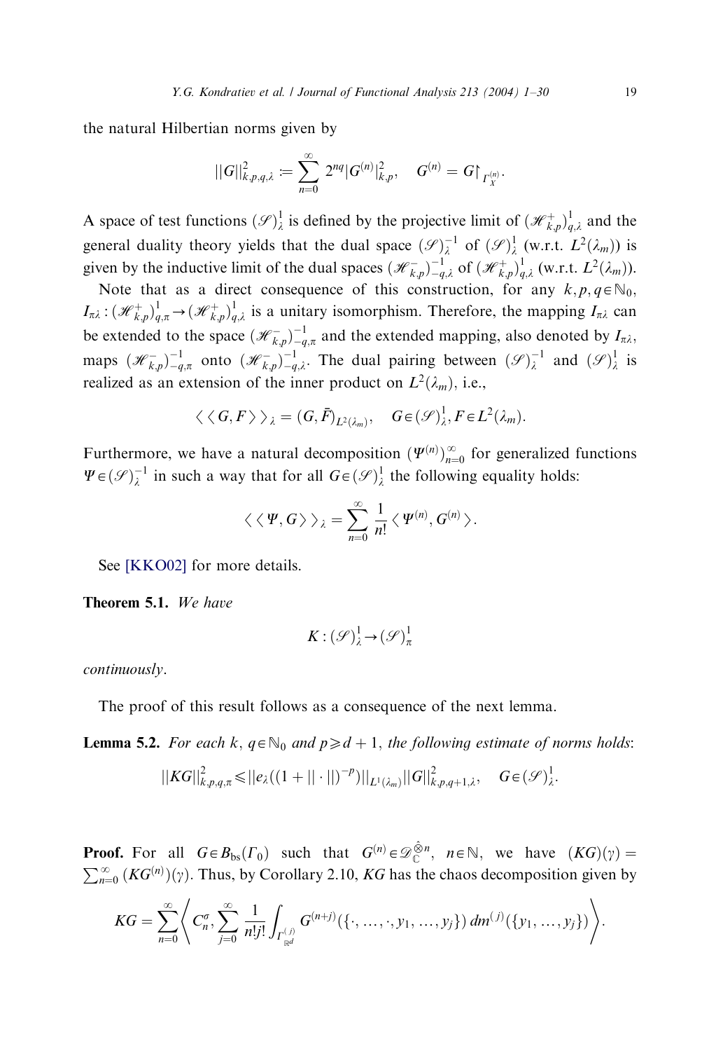the natural Hilbertian norms given by

$$||G||^2_{k,p,q,\lambda} := \sum_{n=0}^{\infty} 2^{nq} |G^{(n)}|^2_{k,p}, \quad G^{(n)} = G\restriction_{\Gamma^{(n)}_X}.$$

A space of test functions $(\mathscr{S})^1_\lambda$ is defined by the projective limit of $(\mathscr{H}^+_{k,p})^1_{q,\lambda}$ and the general duality theory yields that the dual space $(\mathscr{S})^{-1}_\lambda$ of $(\mathscr{S})^1_\lambda$ (w.r.t. $L^2(\lambda_m)$) is given by the inductive limit of the dual spaces $(\mathscr{H}^-_{k,p})^{-1}_{-q,\lambda}$ of $(\mathscr{H}^+_{k,p})^1_{q,\lambda}$ (w.r.t. $L^2(\lambda_m)$).

Note that as a direct consequence of this construction, for any $k, p, q \in \mathbb{N}_0$, $I_{\pi\lambda} : (\mathscr{H}^+_{k,p})^1_{q,\pi} \to (\mathscr{H}^+_{k,p})^1_{q,\lambda}$ is a unitary isomorphism. Therefore, the mapping $I_{\pi\lambda}$ can be extended to the space $(\mathscr{H}^-_{k,p})^{-1}_{-q,\pi}$ and the extended mapping, also denoted by $I_{\pi\lambda}$, maps $(\mathscr{H}^-_{k,p})^{-1}_{-q,\pi}$ onto $(\mathscr{H}^-_{k,p})^{-1}_{-q,\lambda}$. The dual pairing between $(\mathscr{S})^{-1}_\lambda$ and $(\mathscr{S})^1_\lambda$ is realized as an extension of the inner product on $L^2(\lambda_m)$, i.e.,

$$\langle\langle G, F \rangle\rangle_\lambda = (G, \bar{F})_{L^2(\lambda_m)}, \quad G \in (\mathscr{S})^1_\lambda, F \in L^2(\lambda_m).$$

Furthermore, we have a natural decomposition $(\Psi^{(n)})_{n=0}^{\infty}$ for generalized functions $\Psi \in (\mathscr{S})^{-1}_\lambda$ in such a way that for all $G \in (\mathscr{S})^1_\lambda$ the following equality holds:

$$\langle\langle \Psi, G \rangle\rangle_\lambda = \sum_{n=0}^{\infty} \frac{1}{n!} \langle \Psi^{(n)}, G^{(n)} \rangle.$$

See [KKO02] for more details.

**Theorem 5.1.** *We have*

$$K : (\mathscr{S})^1_\lambda \to (\mathscr{S})^1_\pi$$

*continuously.*

The proof of this result follows as a consequence of the next lemma.

**Lemma 5.2.** *For each $k, q \in \mathbb{N}_0$ and $p \geqslant d+1$, the following estimate of norms holds*:

$$||KG||^2_{k,p,q,\pi} \leqslant ||e_\lambda((1 + ||\cdot||)^{-p})||_{L^1(\lambda_m)} ||G||^2_{k,p,q+1,\lambda}, \quad G \in (\mathscr{S})^1_\lambda.$$

**Proof.** For all $G \in B_{bs}(\Gamma_0)$ such that $G^{(n)} \in \mathscr{D}_{\mathbb{C}}^{\hat{\otimes} n}$, $n \in \mathbb{N}$, we have $(KG)(\gamma) = \sum_{n=0}^{\infty} (KG^{(n)})(\gamma)$. Thus, by Corollary 2.10, $KG$ has the chaos decomposition given by

$$KG = \sum_{n=0}^{\infty} \left\langle C^\sigma_n, \sum_{j=0}^{\infty} \frac{1}{n!j!} \int_{\Gamma^{(j)}_{\mathbb{R}^d}} G^{(n+j)}(\{\cdot, \ldots, \cdot, y_1, \ldots, y_j\}) \, dm^{(j)}(\{y_1, \ldots, y_j\}) \right\rangle.$$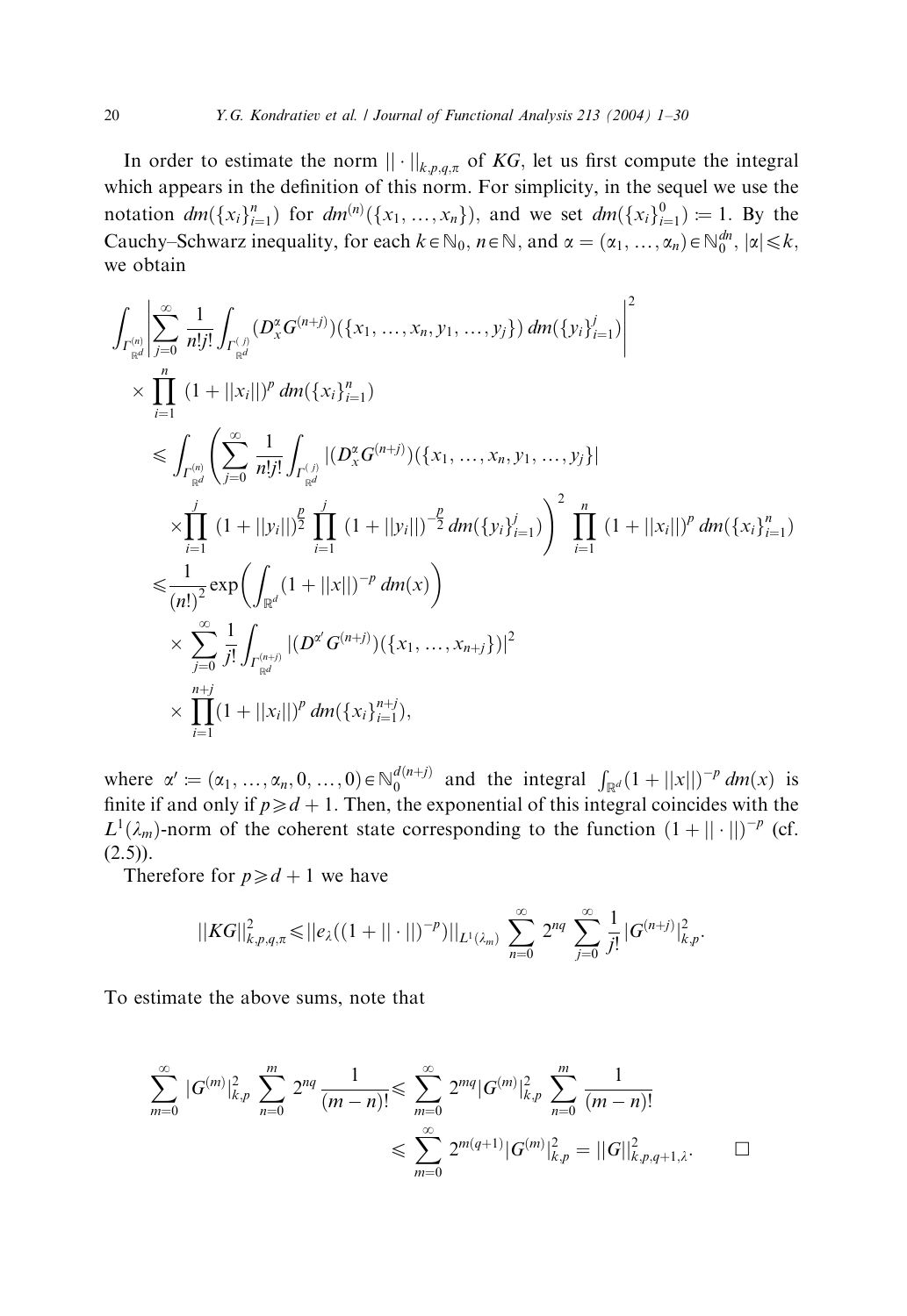In order to estimate the norm $\|\cdot\|_{k,p,q,\pi}$ of $KG$, let us first compute the integral which appears in the definition of this norm. For simplicity, in the sequel we use the notation $dm(\{x_i\}_{i=1}^n)$ for $dm^{(n)}(\{x_1,\dots,x_n\})$, and we set $dm(\{x_i\}_{i=1}^0) := 1$. By the Cauchy–Schwarz inequality, for each $k\in\mathbb{N}_0$, $n\in\mathbb{N}$, and $\alpha=(\alpha_1,\dots,\alpha_n)\in\mathbb{N}_0^{dn}$, $|\alpha|\leqslant k$, we obtain

$$
\begin{aligned}
&\int_{\Gamma^{(n)}_{\mathbb{R}^d}}\left|\sum_{j=0}^\infty \frac{1}{n!j!}\int_{\Gamma^{(j)}_{\mathbb{R}^d}}(D_x^\alpha G^{(n+j)})(\{x_1,\dots,x_n,y_1,\dots,y_j\})\,dm(\{y_i\}_{i=1}^j)\right|^2\\
&\quad\times\prod_{i=1}^n(1+\|x_i\|)^p\,dm(\{x_i\}_{i=1}^n)\\
&\quad\leqslant \int_{\Gamma^{(n)}_{\mathbb{R}^d}}\left(\sum_{j=0}^\infty\frac{1}{n!j!}\int_{\Gamma^{(j)}_{\mathbb{R}^d}}|(D_x^\alpha G^{(n+j)})(\{x_1,\dots,x_n,y_1,\dots,y_j\}|\right.\\
&\quad\quad\left.\times\prod_{i=1}^j(1+\|y_i\|)^{\frac{p}{2}}\prod_{i=1}^j(1+\|y_i\|)^{-\frac{p}{2}}\,dm(\{y_i\}_{i=1}^j)\right)^2\prod_{i=1}^n(1+\|x_i\|)^p\,dm(\{x_i\}_{i=1}^n)\\
&\quad\leqslant \frac{1}{(n!)^2}\exp\left(\int_{\mathbb{R}^d}(1+\|x\|)^{-p}\,dm(x)\right)\\
&\quad\quad\times\sum_{j=0}^\infty\frac{1}{j!}\int_{\Gamma^{(n+j)}_{\mathbb{R}^d}}|(D^{\alpha'}G^{(n+j)})(\{x_1,\dots,x_{n+j}\})|^2\\
&\quad\quad\times\prod_{i=1}^{n+j}(1+\|x_i\|)^p\,dm(\{x_i\}_{i=1}^{n+j}),
\end{aligned}
$$

where $\alpha' := (\alpha_1,\dots,\alpha_n,0,\dots,0)\in\mathbb{N}_0^{d(n+j)}$ and the integral $\int_{\mathbb{R}^d}(1+\|x\|)^{-p}\,dm(x)$ is finite if and only if $p\geqslant d+1$. Then, the exponential of this integral coincides with the $L^1(\lambda_m)$-norm of the coherent state corresponding to the function $(1+\|\cdot\|)^{-p}$ (cf. (2.5)).

Therefore for $p\geqslant d+1$ we have

$$
\|KG\|^2_{k,p,q,\pi}\leqslant \|e_\lambda((1+\|\cdot\|)^{-p})\|_{L^1(\lambda_m)}\sum_{n=0}^\infty 2^{nq}\sum_{j=0}^\infty\frac{1}{j!}|G^{(n+j)}|^2_{k,p}.
$$

To estimate the above sums, note that

$$
\begin{aligned}
\sum_{m=0}^\infty |G^{(m)}|^2_{k,p}\sum_{n=0}^m 2^{nq}\frac{1}{(m-n)!}&\leqslant \sum_{m=0}^\infty 2^{mq}|G^{(m)}|^2_{k,p}\sum_{n=0}^m\frac{1}{(m-n)!}\\
&\leqslant\sum_{m=0}^\infty 2^{m(q+1)}|G^{(m)}|^2_{k,p}=\|G\|^2_{k,p,q+1,\lambda}. \qquad\square
\end{aligned}
$$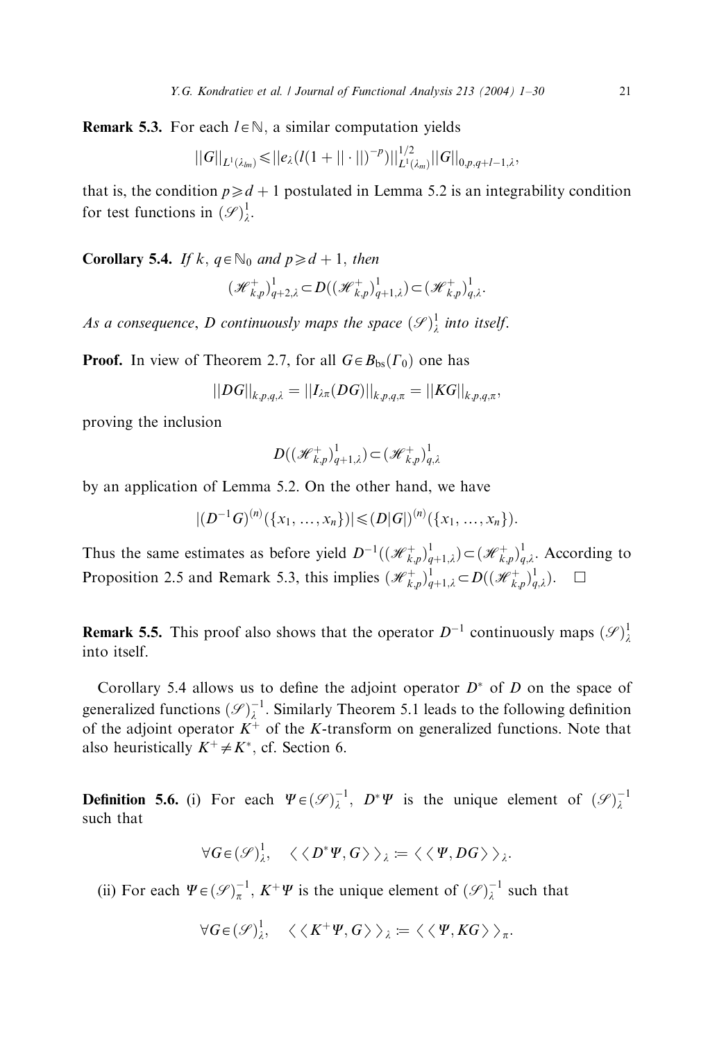**Remark 5.3.** For each $l \in \mathbb{N}$, a similar computation yields

$$||G||_{L^1(\lambda_{lm})} \leqslant ||e_\lambda(l(1+||\cdot||)^{-p})||^{1/2}_{L^1(\lambda_m)} ||G||_{0,p,q+l-1,\lambda},$$

that is, the condition $p \geqslant d+1$ postulated in Lemma 5.2 is an integrability condition for test functions in $(\mathscr{S})^1_\lambda$.

**Corollary 5.4.** *If* $k, q \in \mathbb{N}_0$ *and* $p \geqslant d+1$, *then*

$$(\mathscr{H}^+_{k,p})^1_{q+2,\lambda} \subset D((\mathscr{H}^+_{k,p})^1_{q+1,\lambda}) \subset (\mathscr{H}^+_{k,p})^1_{q,\lambda}.$$

*As a consequence*, $D$ *continuously maps the space* $(\mathscr{S})^1_\lambda$ *into itself.*

**Proof.** In view of Theorem 2.7, for all $G \in B_{\mathrm{bs}}(\Gamma_0)$ one has

$$||DG||_{k,p,q,\lambda} = ||I_{\lambda\pi}(DG)||_{k,p,q,\pi} = ||KG||_{k,p,q,\pi},$$

proving the inclusion

$$D((\mathscr{H}^+_{k,p})^1_{q+1,\lambda}) \subset (\mathscr{H}^+_{k,p})^1_{q,\lambda}$$

by an application of Lemma 5.2. On the other hand, we have

$$|(D^{-1}G)^{(n)}(\{x_1,\ldots,x_n\})| \leqslant (D|G|)^{(n)}(\{x_1,\ldots,x_n\}).$$

Thus the same estimates as before yield $D^{-1}((\mathscr{H}^+_{k,p})^1_{q+1,\lambda}) \subset (\mathscr{H}^+_{k,p})^1_{q,\lambda}$. According to Proposition 2.5 and Remark 5.3, this implies $(\mathscr{H}^+_{k,p})^1_{q+1,\lambda} \subset D((\mathscr{H}^+_{k,p})^1_{q,\lambda})$. $\square$

**Remark 5.5.** This proof also shows that the operator $D^{-1}$ continuously maps $(\mathscr{S})^1_\lambda$ into itself.

Corollary 5.4 allows us to define the adjoint operator $D^*$ of $D$ on the space of generalized functions $(\mathscr{S})^{-1}_\lambda$. Similarly Theorem 5.1 leads to the following definition of the adjoint operator $K^+$ of the $K$-transform on generalized functions. Note that also heuristically $K^+ \neq K^*$, cf. Section 6.

**Definition 5.6.** (i) For each $\Psi \in (\mathscr{S})^{-1}_\lambda$, $D^*\Psi$ is the unique element of $(\mathscr{S})^{-1}_\lambda$ such that

$$\forall G \in (\mathscr{S})^1_\lambda, \quad \langle\langle D^*\Psi, G\rangle\rangle_\lambda := \langle\langle \Psi, DG\rangle\rangle_\lambda.$$

(ii) For each $\Psi \in (\mathscr{S})^{-1}_\pi$, $K^+\Psi$ is the unique element of $(\mathscr{S})^{-1}_\lambda$ such that

$$\forall G \in (\mathscr{S})^1_\lambda, \quad \langle\langle K^+\Psi, G\rangle\rangle_\lambda := \langle\langle \Psi, KG\rangle\rangle_\pi.$$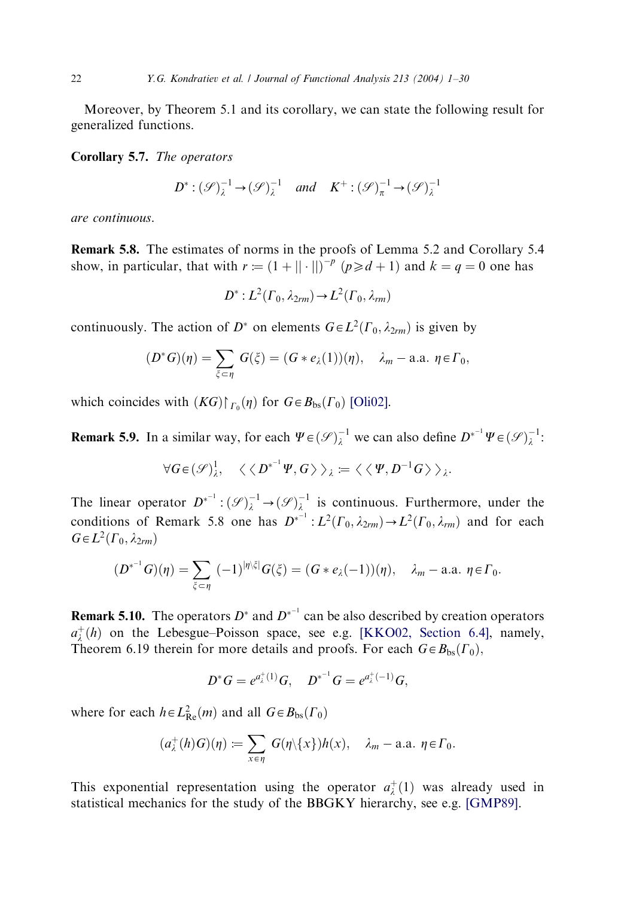Moreover, by Theorem 5.1 and its corollary, we can state the following result for generalized functions.

**Corollary 5.7.** *The operators*

$$D^* : (\mathscr{S})^{-1}_{\lambda} \to (\mathscr{S})^{-1}_{\lambda} \quad \text{and} \quad K^+ : (\mathscr{S})^{-1}_{\pi} \to (\mathscr{S})^{-1}_{\lambda}$$

*are continuous.*

**Remark 5.8.** The estimates of norms in the proofs of Lemma 5.2 and Corollary 5.4 show, in particular, that with $r := (1 + \|\cdot\|)^{-p}$ $(p \geqslant d+1)$ and $k = q = 0$ one has

$$D^* : L^2(\Gamma_0, \lambda_{2rm}) \to L^2(\Gamma_0, \lambda_{rm})$$

continuously. The action of $D^*$ on elements $G \in L^2(\Gamma_0, \lambda_{2rm})$ is given by

$$(D^* G)(\eta) = \sum_{\xi \subset \eta} G(\xi) = (G * e_\lambda(1))(\eta), \quad \lambda_m - \text{a.a. } \eta \in \Gamma_0,$$

which coincides with $(KG)\restriction_{\Gamma_0}(\eta)$ for $G \in B_{\mathrm{bs}}(\Gamma_0)$ [Oli02].

**Remark 5.9.** In a similar way, for each $\Psi \in (\mathscr{S})^{-1}_{\lambda}$ we can also define $D^{*^{-1}} \Psi \in (\mathscr{S})^{-1}_{\lambda}$:

$$\forall G \in (\mathscr{S})^1_{\lambda}, \quad \langle\langle D^{*^{-1}} \Psi, G \rangle\rangle_{\lambda} := \langle\langle \Psi, D^{-1} G \rangle\rangle_{\lambda}.$$

The linear operator $D^{*^{-1}} : (\mathscr{S})^{-1}_{\lambda} \to (\mathscr{S})^{-1}_{\lambda}$ is continuous. Furthermore, under the conditions of Remark 5.8 one has $D^{*^{-1}} : L^2(\Gamma_0, \lambda_{2rm}) \to L^2(\Gamma_0, \lambda_{rm})$ and for each $G \in L^2(\Gamma_0, \lambda_{2rm})$

$$(D^{*^{-1}} G)(\eta) = \sum_{\xi \subset \eta} (-1)^{|\eta \setminus \xi|} G(\xi) = (G * e_\lambda(-1))(\eta), \quad \lambda_m - \text{a.a. } \eta \in \Gamma_0.$$

**Remark 5.10.** The operators $D^*$ and $D^{*^{-1}}$ can be also described by creation operators $a^+_\lambda(h)$ on the Lebesgue–Poisson space, see e.g. [KKO02, Section 6.4], namely, Theorem 6.19 therein for more details and proofs. For each $G \in B_{\mathrm{bs}}(\Gamma_0)$,

$$D^* G = e^{a^+_\lambda(1)} G, \quad D^{*^{-1}} G = e^{a^+_\lambda(-1)} G,$$

where for each $h \in L^2_{\mathrm{Re}}(m)$ and all $G \in B_{\mathrm{bs}}(\Gamma_0)$

$$(a^+_\lambda(h) G)(\eta) := \sum_{x \in \eta} G(\eta \setminus \{x\}) h(x), \quad \lambda_m - \text{a.a. } \eta \in \Gamma_0.$$

This exponential representation using the operator $a^+_\lambda(1)$ was already used in statistical mechanics for the study of the BBGKY hierarchy, see e.g. [GMP89].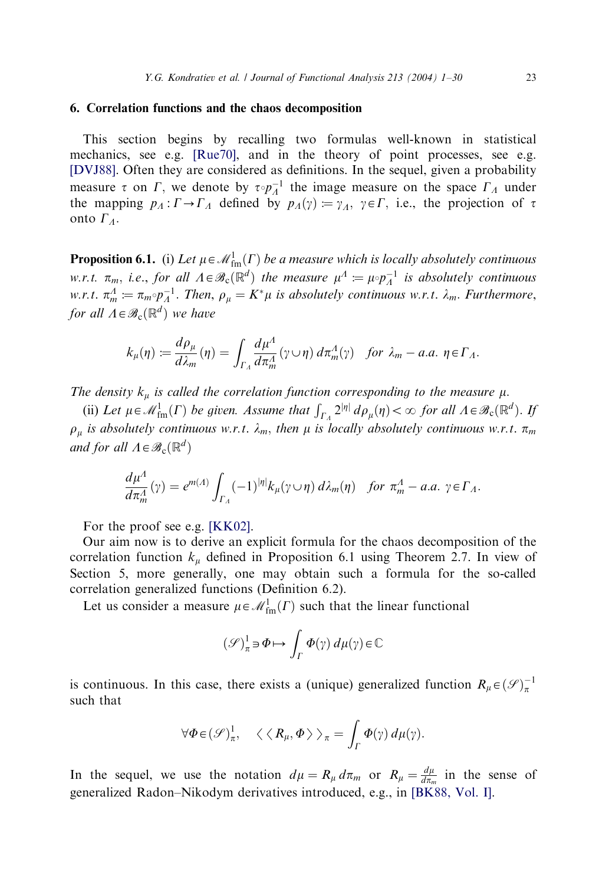## 6. Correlation functions and the chaos decomposition

This section begins by recalling two formulas well-known in statistical mechanics, see e.g. [Rue70], and in the theory of point processes, see e.g. [DVJ88]. Often they are considered as definitions. In the sequel, given a probability measure $\tau$ on $\Gamma$, we denote by $\tau \circ p_\Lambda^{-1}$ the image measure on the space $\Gamma_\Lambda$ under the mapping $p_\Lambda : \Gamma \to \Gamma_\Lambda$ defined by $p_\Lambda(\gamma) := \gamma_\Lambda$, $\gamma \in \Gamma$, i.e., the projection of $\tau$ onto $\Gamma_\Lambda$.

**Proposition 6.1.** (i) *Let $\mu \in \mathscr{M}^1_{\mathrm{fm}}(\Gamma)$ be a measure which is locally absolutely continuous w.r.t. $\pi_m$, i.e., for all $\Lambda \in \mathscr{B}_c(\mathbb{R}^d)$ the measure $\mu^\Lambda := \mu \circ p_\Lambda^{-1}$ is absolutely continuous w.r.t. $\pi_m^\Lambda := \pi_m \circ p_\Lambda^{-1}$. Then, $\rho_\mu = K^*\mu$ is absolutely continuous w.r.t. $\lambda_m$. Furthermore, for all $\Lambda \in \mathscr{B}_c(\mathbb{R}^d)$ we have*

$$k_\mu(\eta) := \frac{d\rho_\mu}{d\lambda_m}(\eta) = \int_{\Gamma_\Lambda} \frac{d\mu^\Lambda}{d\pi_m^\Lambda}(\gamma \cup \eta)\, d\pi_m^\Lambda(\gamma) \quad \textit{for } \lambda_m - a.a.\ \eta \in \Gamma_\Lambda.$$

*The density $k_\mu$ is called the correlation function corresponding to the measure $\mu$.*

(ii) *Let $\mu \in \mathscr{M}^1_{\mathrm{fm}}(\Gamma)$ be given. Assume that $\int_{\Gamma_\Lambda} 2^{|\eta|}\, d\rho_\mu(\eta) < \infty$ for all $\Lambda \in \mathscr{B}_c(\mathbb{R}^d)$. If $\rho_\mu$ is absolutely continuous w.r.t. $\lambda_m$, then $\mu$ is locally absolutely continuous w.r.t. $\pi_m$ and for all $\Lambda \in \mathscr{B}_c(\mathbb{R}^d)$*

$$\frac{d\mu^\Lambda}{d\pi_m^\Lambda}(\gamma) = e^{m(\Lambda)} \int_{\Gamma_\Lambda} (-1)^{|\eta|} k_\mu(\gamma \cup \eta)\, d\lambda_m(\eta) \quad \textit{for } \pi_m^\Lambda - a.a.\ \gamma \in \Gamma_\Lambda.$$

For the proof see e.g. [KK02].

Our aim now is to derive an explicit formula for the chaos decomposition of the correlation function $k_\mu$ defined in Proposition 6.1 using Theorem 2.7. In view of Section 5, more generally, one may obtain such a formula for the so-called correlation generalized functions (Definition 6.2).

Let us consider a measure $\mu \in \mathscr{M}^1_{\mathrm{fm}}(\Gamma)$ such that the linear functional

$$(\mathscr{S})^1_\pi \ni \Phi \mapsto \int_\Gamma \Phi(\gamma)\, d\mu(\gamma) \in \mathbb{C}$$

is continuous. In this case, there exists a (unique) generalized function $R_\mu \in (\mathscr{S})^{-1}_\pi$ such that

$$\forall \Phi \in (\mathscr{S})^1_\pi, \quad \langle\langle R_\mu, \Phi \rangle\rangle_\pi = \int_\Gamma \Phi(\gamma)\, d\mu(\gamma).$$

In the sequel, we use the notation $d\mu = R_\mu\, d\pi_m$ or $R_\mu = \frac{d\mu}{d\pi_m}$ in the sense of generalized Radon–Nikodym derivatives introduced, e.g., in [BK88, Vol. I].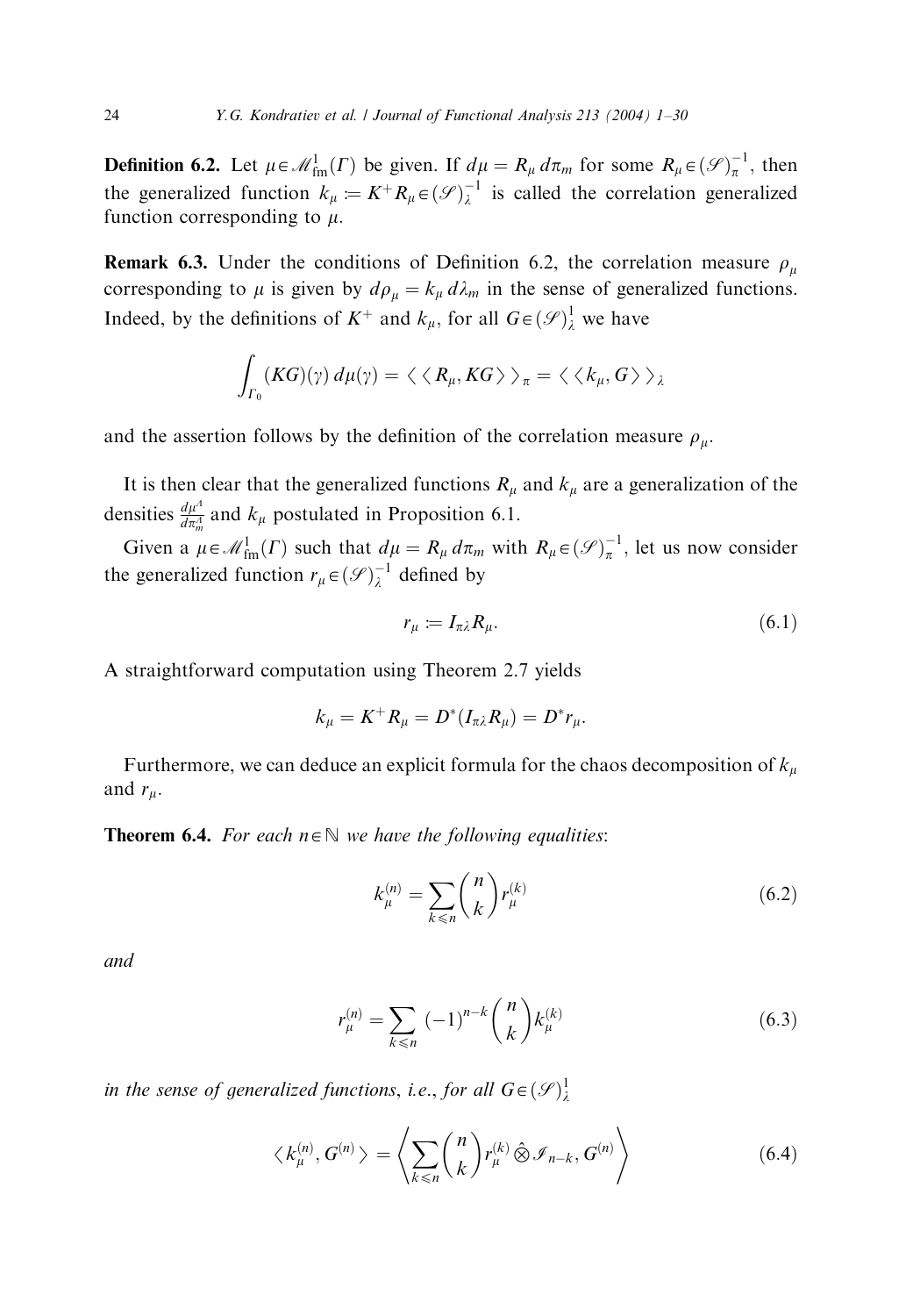**Definition 6.2.** Let $\mu \in \mathcal{M}^1_{\mathrm{fm}}(\Gamma)$ be given. If $d\mu = R_\mu \, d\pi_m$ for some $R_\mu \in (\mathcal{S})^{-1}_\pi$, then the generalized function $k_\mu := K^+ R_\mu \in (\mathcal{S})^{-1}_\lambda$ is called the correlation generalized function corresponding to $\mu$.

**Remark 6.3.** Under the conditions of Definition 6.2, the correlation measure $\rho_\mu$ corresponding to $\mu$ is given by $d\rho_\mu = k_\mu \, d\lambda_m$ in the sense of generalized functions. Indeed, by the definitions of $K^+$ and $k_\mu$, for all $G \in (\mathcal{S})^1_\lambda$ we have

$$\int_{\Gamma_0} (KG)(\gamma) \, d\mu(\gamma) = \langle\langle R_\mu, KG \rangle\rangle_\pi = \langle\langle k_\mu, G \rangle\rangle_\lambda$$

and the assertion follows by the definition of the correlation measure $\rho_\mu$.

It is then clear that the generalized functions $R_\mu$ and $k_\mu$ are a generalization of the densities $\frac{d\mu^\Lambda}{d\pi^\Lambda_m}$ and $k_\mu$ postulated in Proposition 6.1.

Given a $\mu \in \mathcal{M}^1_{\mathrm{fm}}(\Gamma)$ such that $d\mu = R_\mu \, d\pi_m$ with $R_\mu \in (\mathcal{S})^{-1}_\pi$, let us now consider the generalized function $r_\mu \in (\mathcal{S})^{-1}_\lambda$ defined by

$$r_\mu := I_{\pi\lambda} R_\mu. \tag{6.1}$$

A straightforward computation using Theorem 2.7 yields

$$k_\mu = K^+ R_\mu = D^*(I_{\pi\lambda} R_\mu) = D^* r_\mu.$$

Furthermore, we can deduce an explicit formula for the chaos decomposition of $k_\mu$ and $r_\mu$.

**Theorem 6.4.** *For each $n \in \mathbb{N}$ we have the following equalities:*

$$k^{(n)}_\mu = \sum_{k \leqslant n} \binom{n}{k} r^{(k)}_\mu \tag{6.2}$$

*and*

$$r^{(n)}_\mu = \sum_{k \leqslant n} (-1)^{n-k} \binom{n}{k} k^{(k)}_\mu \tag{6.3}$$

*in the sense of generalized functions, i.e., for all $G \in (\mathcal{S})^1_\lambda$*

$$\langle k^{(n)}_\mu, G^{(n)} \rangle = \left\langle \sum_{k \leqslant n} \binom{n}{k} r^{(k)}_\mu \hat{\otimes} \mathcal{I}_{n-k}, G^{(n)} \right\rangle \tag{6.4}$$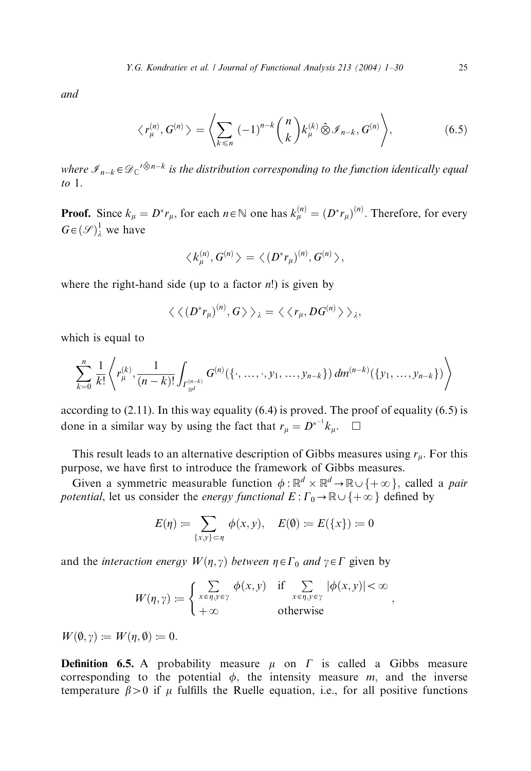and

$$\langle r_\mu^{(n)}, G^{(n)} \rangle = \left\langle \sum_{k \leqslant n} (-1)^{n-k} \binom{n}{k} k_\mu^{(k)} \hat{\otimes} \mathscr{I}_{n-k}, G^{(n)} \right\rangle, \tag{6.5}$$

where $\mathscr{I}_{n-k} \in \mathscr{D}_{\mathbb{C}}{}'^{\hat{\otimes} n-k}$ *is the distribution corresponding to the function identically equal to* 1.

**Proof.** Since $k_\mu = D^* r_\mu$, for each $n \in \mathbb{N}$ one has $k_\mu^{(n)} = (D^* r_\mu)^{(n)}$. Therefore, for every $G \in (\mathscr{S})_\lambda^1$ we have

$$\langle k_\mu^{(n)}, G^{(n)} \rangle = \langle (D^* r_\mu)^{(n)}, G^{(n)} \rangle,$$

where the right-hand side (up to a factor $n!$) is given by

$$\langle \langle (D^* r_\mu)^{(n)}, G \rangle \rangle_\lambda = \langle \langle r_\mu, DG^{(n)} \rangle \rangle_\lambda,$$

which is equal to

$$\sum_{k=0}^{n} \frac{1}{k!} \left\langle r_\mu^{(k)}, \frac{1}{(n-k)!} \int_{\Gamma_{\mathbb{R}^d}^{(n-k)}} G^{(n)}(\{\cdot, \ldots, \cdot, y_1, \ldots, y_{n-k}\}) \, dm^{(n-k)}(\{y_1, \ldots, y_{n-k}\}) \right\rangle$$

according to (2.11). In this way equality (6.4) is proved. The proof of equality (6.5) is done in a similar way by using the fact that $r_\mu = D^{*^{-1}} k_\mu$. $\square$

This result leads to an alternative description of Gibbs measures using $r_\mu$. For this purpose, we have first to introduce the framework of Gibbs measures.

Given a symmetric measurable function $\phi : \mathbb{R}^d \times \mathbb{R}^d \to \mathbb{R} \cup \{+\infty\}$, called a *pair potential*, let us consider the *energy functional* $E : \Gamma_0 \to \mathbb{R} \cup \{+\infty\}$ defined by

$$E(\eta) := \sum_{\{x,y\} \subset \eta} \phi(x,y), \quad E(\emptyset) := E(\{x\}) := 0$$

and the *interaction energy* $W(\eta, \gamma)$ *between* $\eta \in \Gamma_0$ *and* $\gamma \in \Gamma$ given by

$$W(\eta, \gamma) := \begin{cases} \sum_{x \in \eta, y \in \gamma} \phi(x,y) & \text{if } \sum_{x \in \eta, y \in \gamma} |\phi(x,y)| < \infty \\ +\infty & \text{otherwise} \end{cases},$$

$W(\emptyset, \gamma) := W(\eta, \emptyset) := 0$.

**Definition 6.5.** A probability measure $\mu$ on $\Gamma$ is called a Gibbs measure corresponding to the potential $\phi$, the intensity measure $m$, and the inverse temperature $\beta > 0$ if $\mu$ fulfills the Ruelle equation, i.e., for all positive functions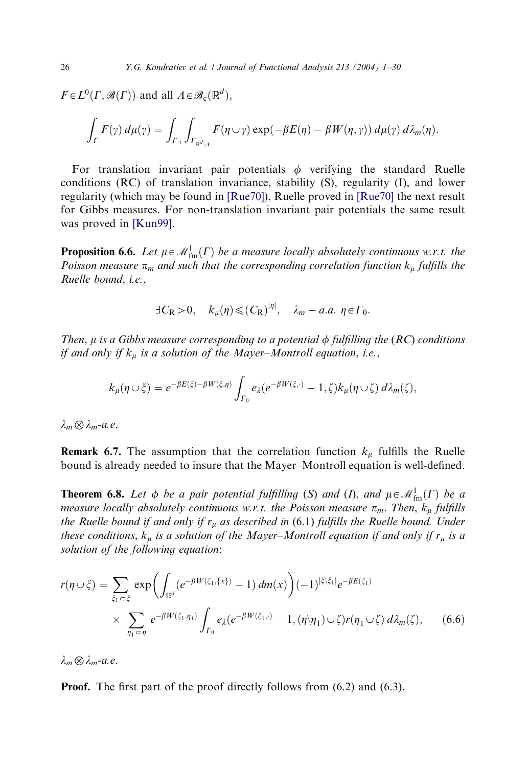$F \in L^0(\Gamma, \mathscr{B}(\Gamma))$ and all $\Lambda \in \mathscr{B}_c(\mathbb{R}^d)$,

$$\int_\Gamma F(\gamma)\, d\mu(\gamma) = \int_{\Gamma_\Lambda} \int_{\Gamma_{\mathbb{R}^d \setminus \Lambda}} F(\eta \cup \gamma) \exp(-\beta E(\eta) - \beta W(\eta, \gamma))\, d\mu(\gamma)\, d\lambda_m(\eta).$$

For translation invariant pair potentials $\phi$ verifying the standard Ruelle conditions (RC) of translation invariance, stability (S), regularity (I), and lower regularity (which may be found in [Rue70]), Ruelle proved in [Rue70] the next result for Gibbs measures. For non-translation invariant pair potentials the same result was proved in [Kun99].

**Proposition 6.6.** *Let $\mu \in \mathscr{M}^1_{\mathrm{fm}}(\Gamma)$ be a measure locally absolutely continuous w.r.t. the Poisson measure $\pi_m$ and such that the corresponding correlation function $k_\mu$ fulfills the Ruelle bound, i.e.,*

$$\exists C_R > 0, \quad k_\mu(\eta) \leqslant (C_R)^{|\eta|}, \quad \lambda_m - a.a.\ \eta \in \Gamma_0.$$

*Then, $\mu$ is a Gibbs measure corresponding to a potential $\phi$ fulfilling the (RC) conditions if and only if $k_\mu$ is a solution of the Mayer–Montroll equation, i.e.,*

$$k_\mu(\eta \cup \xi) = e^{-\beta E(\xi) - \beta W(\xi, \eta)} \int_{\Gamma_0} e_\lambda(e^{-\beta W(\xi, \cdot)} - 1, \zeta) k_\mu(\eta \cup \zeta)\, d\lambda_m(\zeta),$$

*$\lambda_m \otimes \lambda_m$-a.e.*

**Remark 6.7.** The assumption that the correlation function $k_\mu$ fulfills the Ruelle bound is already needed to insure that the Mayer–Montroll equation is well-defined.

**Theorem 6.8.** *Let $\phi$ be a pair potential fulfilling (S) and (I), and $\mu \in \mathscr{M}^1_{\mathrm{fm}}(\Gamma)$ be a measure locally absolutely continuous w.r.t. the Poisson measure $\pi_m$. Then, $k_\mu$ fulfills the Ruelle bound if and only if $r_\mu$ as described in* (6.1) *fulfills the Ruelle bound. Under these conditions, $k_\mu$ is a solution of the Mayer–Montroll equation if and only if $r_\mu$ is a solution of the following equation:*

$$\begin{aligned} r(\eta \cup \xi) = \sum_{\xi_1 \subset \xi} &\exp\left( \int_{\mathbb{R}^d} (e^{-\beta W(\xi_1, \{x\})} - 1)\, dm(x) \right) (-1)^{|\xi \setminus \xi_1|} e^{-\beta E(\xi_1)} \\ &\times \sum_{\eta_1 \subset \eta} e^{-\beta W(\xi_1, \eta_1)} \int_{\Gamma_0} e_\lambda(e^{-\beta W(\xi_1, \cdot)} - 1, (\eta \setminus \eta_1) \cup \zeta) r(\eta_1 \cup \zeta)\, d\lambda_m(\zeta), \end{aligned} \tag{6.6}$$

*$\lambda_m \otimes \lambda_m$-a.e.*

**Proof.** The first part of the proof directly follows from (6.2) and (6.3).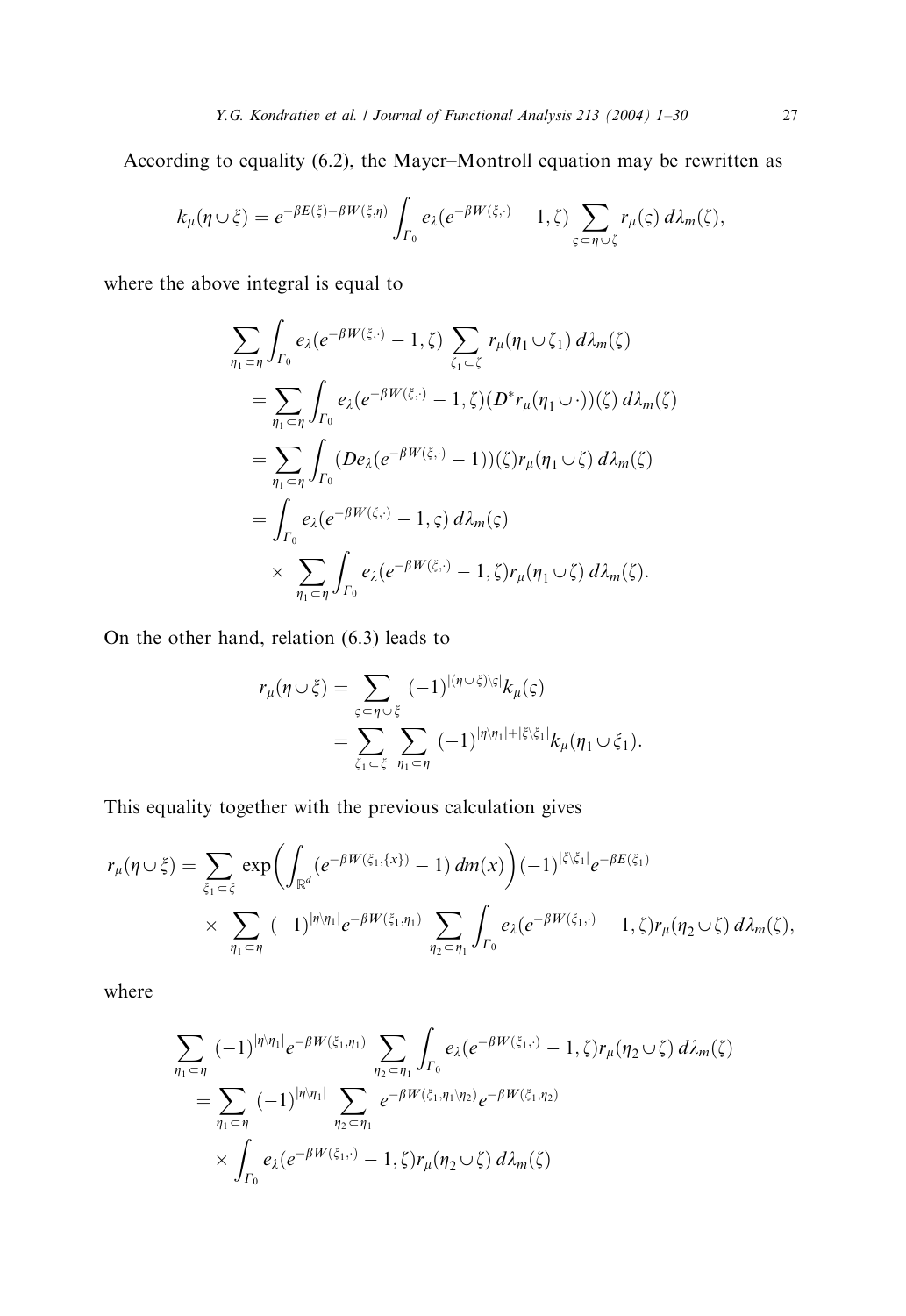According to equality (6.2), the Mayer–Montroll equation may be rewritten as

$$k_\mu(\eta \cup \xi) = e^{-\beta E(\xi) - \beta W(\xi,\eta)} \int_{\Gamma_0} e_\lambda(e^{-\beta W(\xi,\cdot)} - 1, \zeta) \sum_{\varsigma \subset \eta \cup \zeta} r_\mu(\varsigma)\, d\lambda_m(\zeta),$$

where the above integral is equal to

$$\begin{aligned}
&\sum_{\eta_1 \subset \eta} \int_{\Gamma_0} e_\lambda(e^{-\beta W(\xi,\cdot)} - 1, \zeta) \sum_{\zeta_1 \subset \zeta} r_\mu(\eta_1 \cup \zeta_1)\, d\lambda_m(\zeta) \\
&\quad = \sum_{\eta_1 \subset \eta} \int_{\Gamma_0} e_\lambda(e^{-\beta W(\xi,\cdot)} - 1, \zeta)(D^* r_\mu(\eta_1 \cup \cdot))(\zeta)\, d\lambda_m(\zeta) \\
&\quad = \sum_{\eta_1 \subset \eta} \int_{\Gamma_0} (D e_\lambda(e^{-\beta W(\xi,\cdot)} - 1))(\zeta) r_\mu(\eta_1 \cup \zeta)\, d\lambda_m(\zeta) \\
&\quad = \int_{\Gamma_0} e_\lambda(e^{-\beta W(\xi,\cdot)} - 1, \varsigma)\, d\lambda_m(\varsigma) \\
&\qquad \times \sum_{\eta_1 \subset \eta} \int_{\Gamma_0} e_\lambda(e^{-\beta W(\xi,\cdot)} - 1, \zeta) r_\mu(\eta_1 \cup \zeta)\, d\lambda_m(\zeta).
\end{aligned}$$

On the other hand, relation (6.3) leads to

$$\begin{aligned}
r_\mu(\eta \cup \xi) &= \sum_{\varsigma \subset \eta \cup \xi} (-1)^{|(\eta \cup \xi) \setminus \varsigma|} k_\mu(\varsigma) \\
&= \sum_{\xi_1 \subset \xi} \sum_{\eta_1 \subset \eta} (-1)^{|\eta \setminus \eta_1| + |\xi \setminus \xi_1|} k_\mu(\eta_1 \cup \xi_1).
\end{aligned}$$

This equality together with the previous calculation gives

$$\begin{aligned}
r_\mu(\eta \cup \xi) = &\sum_{\xi_1 \subset \xi} \exp\left( \int_{\mathbb{R}^d} (e^{-\beta W(\xi_1, \{x\})} - 1)\, dm(x) \right) (-1)^{|\xi \setminus \xi_1|} e^{-\beta E(\xi_1)} \\
&\times \sum_{\eta_1 \subset \eta} (-1)^{|\eta \setminus \eta_1|} e^{-\beta W(\xi_1, \eta_1)} \sum_{\eta_2 \subset \eta_1} \int_{\Gamma_0} e_\lambda(e^{-\beta W(\xi_1,\cdot)} - 1, \zeta) r_\mu(\eta_2 \cup \zeta)\, d\lambda_m(\zeta),
\end{aligned}$$

where

$$\begin{aligned}
&\sum_{\eta_1 \subset \eta} (-1)^{|\eta \setminus \eta_1|} e^{-\beta W(\xi_1, \eta_1)} \sum_{\eta_2 \subset \eta_1} \int_{\Gamma_0} e_\lambda(e^{-\beta W(\xi_1,\cdot)} - 1, \zeta) r_\mu(\eta_2 \cup \zeta)\, d\lambda_m(\zeta) \\
&\quad = \sum_{\eta_1 \subset \eta} (-1)^{|\eta \setminus \eta_1|} \sum_{\eta_2 \subset \eta_1} e^{-\beta W(\xi_1, \eta_1 \setminus \eta_2)} e^{-\beta W(\xi_1, \eta_2)} \\
&\qquad \times \int_{\Gamma_0} e_\lambda(e^{-\beta W(\xi_1,\cdot)} - 1, \zeta) r_\mu(\eta_2 \cup \zeta)\, d\lambda_m(\zeta)
\end{aligned}$$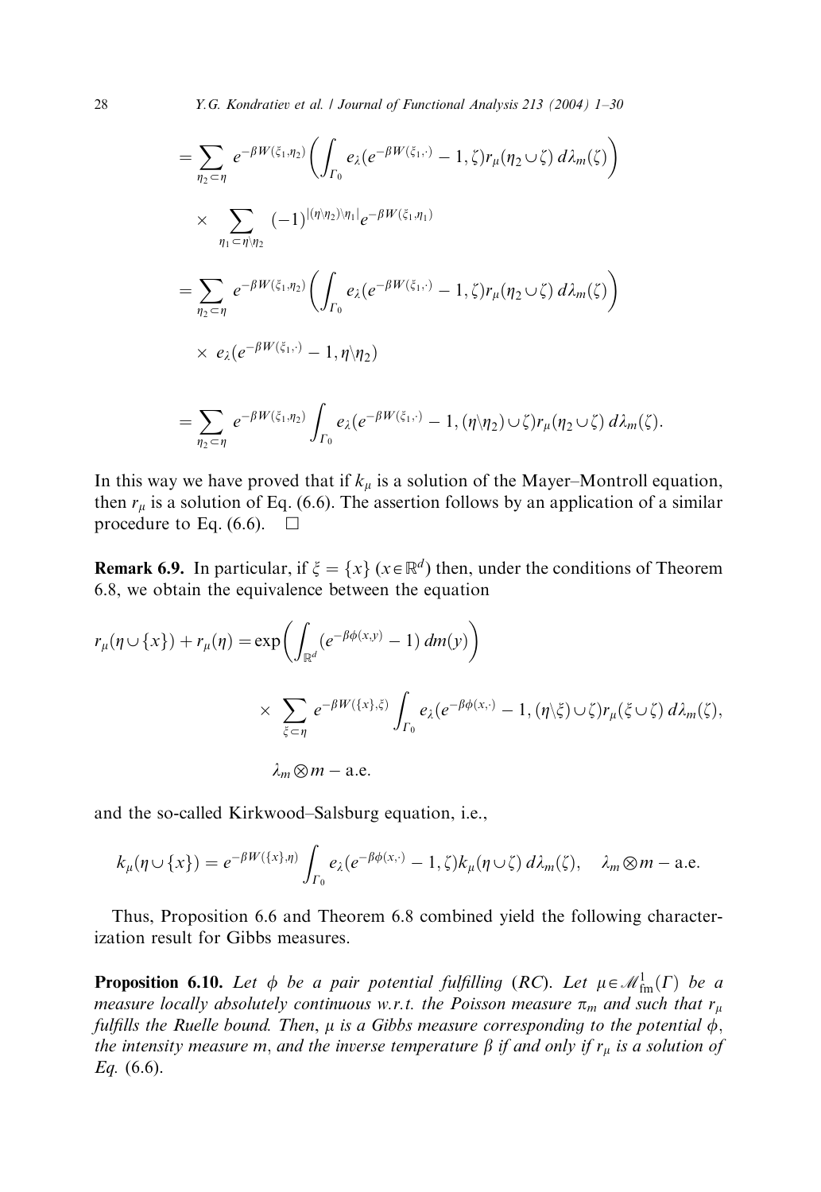$$= \sum_{\eta_2 \subset \eta} e^{-\beta W(\xi_1, \eta_2)} \left( \int_{\Gamma_0} e_\lambda(e^{-\beta W(\xi_1, \cdot)} - 1, \zeta) r_\mu(\eta_2 \cup \zeta) \, d\lambda_m(\zeta) \right)$$

$$\times \sum_{\eta_1 \subset \eta \setminus \eta_2} (-1)^{|(\eta \setminus \eta_2) \setminus \eta_1|} e^{-\beta W(\xi_1, \eta_1)}$$

$$= \sum_{\eta_2 \subset \eta} e^{-\beta W(\xi_1, \eta_2)} \left( \int_{\Gamma_0} e_\lambda(e^{-\beta W(\xi_1, \cdot)} - 1, \zeta) r_\mu(\eta_2 \cup \zeta) \, d\lambda_m(\zeta) \right)$$

$$\times \; e_\lambda(e^{-\beta W(\xi_1, \cdot)} - 1, \eta \setminus \eta_2)$$

$$= \sum_{\eta_2 \subset \eta} e^{-\beta W(\xi_1, \eta_2)} \int_{\Gamma_0} e_\lambda(e^{-\beta W(\xi_1, \cdot)} - 1, (\eta \setminus \eta_2) \cup \zeta) r_\mu(\eta_2 \cup \zeta) \, d\lambda_m(\zeta).$$

In this way we have proved that if $k_\mu$ is a solution of the Mayer–Montroll equation, then $r_\mu$ is a solution of Eq. (6.6). The assertion follows by an application of a similar procedure to Eq. (6.6). $\square$

**Remark 6.9.** In particular, if $\xi = \{x\}$ ($x \in \mathbb{R}^d$) then, under the conditions of Theorem 6.8, we obtain the equivalence between the equation

$$r_\mu(\eta \cup \{x\}) + r_\mu(\eta) = \exp\left( \int_{\mathbb{R}^d} (e^{-\beta\phi(x,y)} - 1) \, dm(y) \right)$$

$$\times \sum_{\xi \subset \eta} e^{-\beta W(\{x\}, \xi)} \int_{\Gamma_0} e_\lambda(e^{-\beta\phi(x, \cdot)} - 1, (\eta \setminus \xi) \cup \zeta) r_\mu(\xi \cup \zeta) \, d\lambda_m(\zeta),$$

$$\lambda_m \otimes m - \text{a.e.}$$

and the so-called Kirkwood–Salsburg equation, i.e.,

$$k_\mu(\eta \cup \{x\}) = e^{-\beta W(\{x\}, \eta)} \int_{\Gamma_0} e_\lambda(e^{-\beta\phi(x, \cdot)} - 1, \zeta) k_\mu(\eta \cup \zeta) \, d\lambda_m(\zeta), \quad \lambda_m \otimes m - \text{a.e.}$$

Thus, Proposition 6.6 and Theorem 6.8 combined yield the following characterization result for Gibbs measures.

**Proposition 6.10.** *Let $\phi$ be a pair potential fulfilling (RC). Let $\mu \in \mathscr{M}^1_{\text{fm}}(\Gamma)$ be a measure locally absolutely continuous w.r.t. the Poisson measure $\pi_m$ and such that $r_\mu$ fulfills the Ruelle bound. Then, $\mu$ is a Gibbs measure corresponding to the potential $\phi$, the intensity measure $m$, and the inverse temperature $\beta$ if and only if $r_\mu$ is a solution of Eq. (6.6).*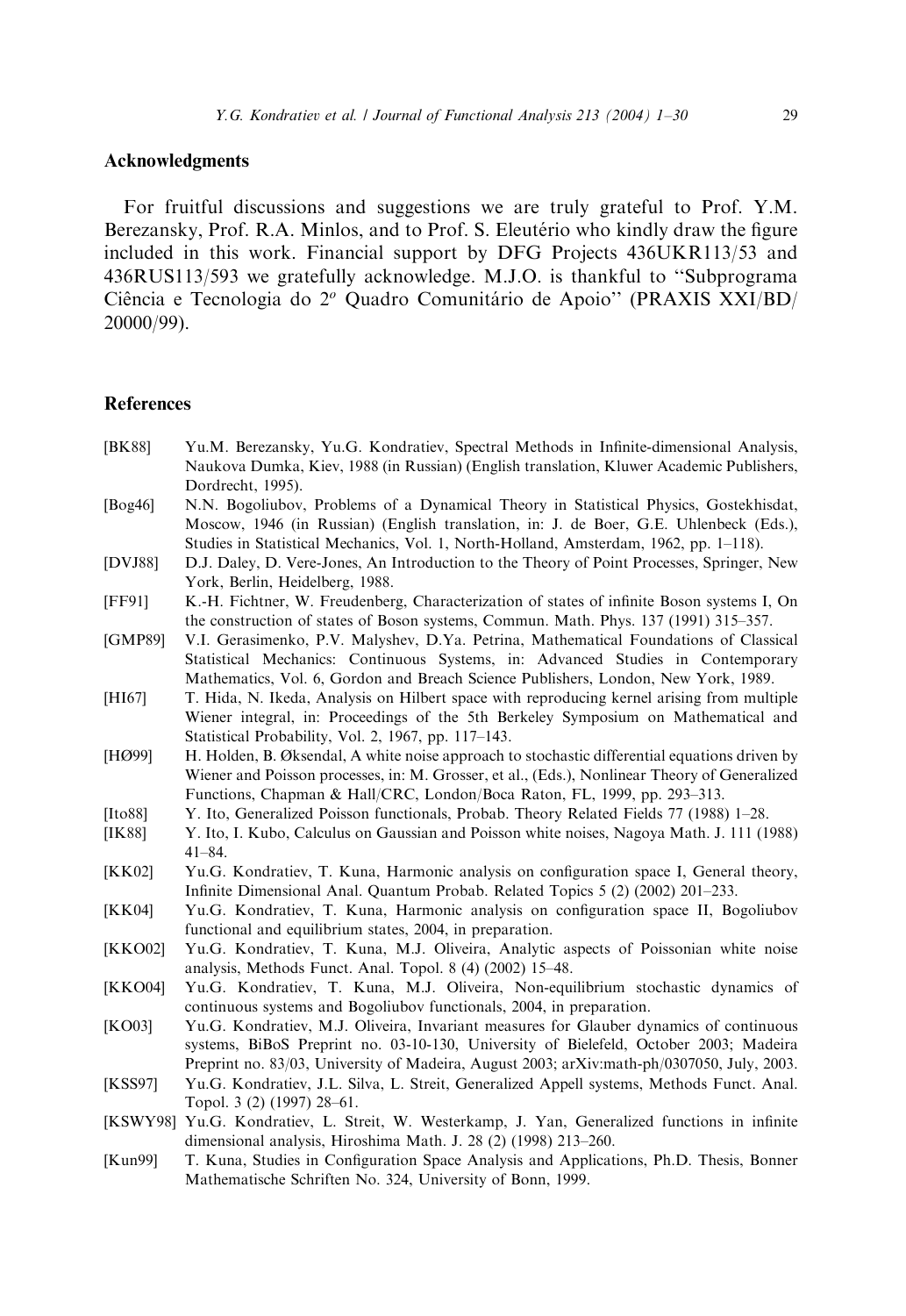## Acknowledgments

For fruitful discussions and suggestions we are truly grateful to Prof. Y.M. Berezansky, Prof. R.A. Minlos, and to Prof. S. Eleutério who kindly draw the figure included in this work. Financial support by DFG Projects 436UKR113/53 and 436RUS113/593 we gratefully acknowledge. M.J.O. is thankful to "Subprograma Ciência e Tecnologia do 2º Quadro Comunitário de Apoio" (PRAXIS XXI/BD/20000/99).

## References

[BK88] Yu.M. Berezansky, Yu.G. Kondratiev, Spectral Methods in Infinite-dimensional Analysis, Naukova Dumka, Kiev, 1988 (in Russian) (English translation, Kluwer Academic Publishers, Dordrecht, 1995).

[Bog46] N.N. Bogoliubov, Problems of a Dynamical Theory in Statistical Physics, Gostekhisdat, Moscow, 1946 (in Russian) (English translation, in: J. de Boer, G.E. Uhlenbeck (Eds.), Studies in Statistical Mechanics, Vol. 1, North-Holland, Amsterdam, 1962, pp. 1–118).

[DVJ88] D.J. Daley, D. Vere-Jones, An Introduction to the Theory of Point Processes, Springer, New York, Berlin, Heidelberg, 1988.

[FF91] K.-H. Fichtner, W. Freudenberg, Characterization of states of infinite Boson systems I, On the construction of states of Boson systems, Commun. Math. Phys. 137 (1991) 315–357.

[GMP89] V.I. Gerasimenko, P.V. Malyshev, D.Ya. Petrina, Mathematical Foundations of Classical Statistical Mechanics: Continuous Systems, in: Advanced Studies in Contemporary Mathematics, Vol. 6, Gordon and Breach Science Publishers, London, New York, 1989.

[HI67] T. Hida, N. Ikeda, Analysis on Hilbert space with reproducing kernel arising from multiple Wiener integral, in: Proceedings of the 5th Berkeley Symposium on Mathematical and Statistical Probability, Vol. 2, 1967, pp. 117–143.

[HØ99] H. Holden, B. Øksendal, A white noise approach to stochastic differential equations driven by Wiener and Poisson processes, in: M. Grosser, et al., (Eds.), Nonlinear Theory of Generalized Functions, Chapman & Hall/CRC, London/Boca Raton, FL, 1999, pp. 293–313.

[Ito88] Y. Ito, Generalized Poisson functionals, Probab. Theory Related Fields 77 (1988) 1–28.

[IK88] Y. Ito, I. Kubo, Calculus on Gaussian and Poisson white noises, Nagoya Math. J. 111 (1988) 41–84.

[KK02] Yu.G. Kondratiev, T. Kuna, Harmonic analysis on configuration space I, General theory, Infinite Dimensional Anal. Quantum Probab. Related Topics 5 (2) (2002) 201–233.

[KK04] Yu.G. Kondratiev, T. Kuna, Harmonic analysis on configuration space II, Bogoliubov functional and equilibrium states, 2004, in preparation.

[KKO02] Yu.G. Kondratiev, T. Kuna, M.J. Oliveira, Analytic aspects of Poissonian white noise analysis, Methods Funct. Anal. Topol. 8 (4) (2002) 15–48.

[KKO04] Yu.G. Kondratiev, T. Kuna, M.J. Oliveira, Non-equilibrium stochastic dynamics of continuous systems and Bogoliubov functionals, 2004, in preparation.

[KO03] Yu.G. Kondratiev, M.J. Oliveira, Invariant measures for Glauber dynamics of continuous systems, BiBoS Preprint no. 03-10-130, University of Bielefeld, October 2003; Madeira Preprint no. 83/03, University of Madeira, August 2003; arXiv:math-ph/0307050, July, 2003.

[KSS97] Yu.G. Kondratiev, J.L. Silva, L. Streit, Generalized Appell systems, Methods Funct. Anal. Topol. 3 (2) (1997) 28–61.

[KSWY98] Yu.G. Kondratiev, L. Streit, W. Westerkamp, J. Yan, Generalized functions in infinite dimensional analysis, Hiroshima Math. J. 28 (2) (1998) 213–260.

[Kun99] T. Kuna, Studies in Configuration Space Analysis and Applications, Ph.D. Thesis, Bonner Mathematische Schriften No. 324, University of Bonn, 1999.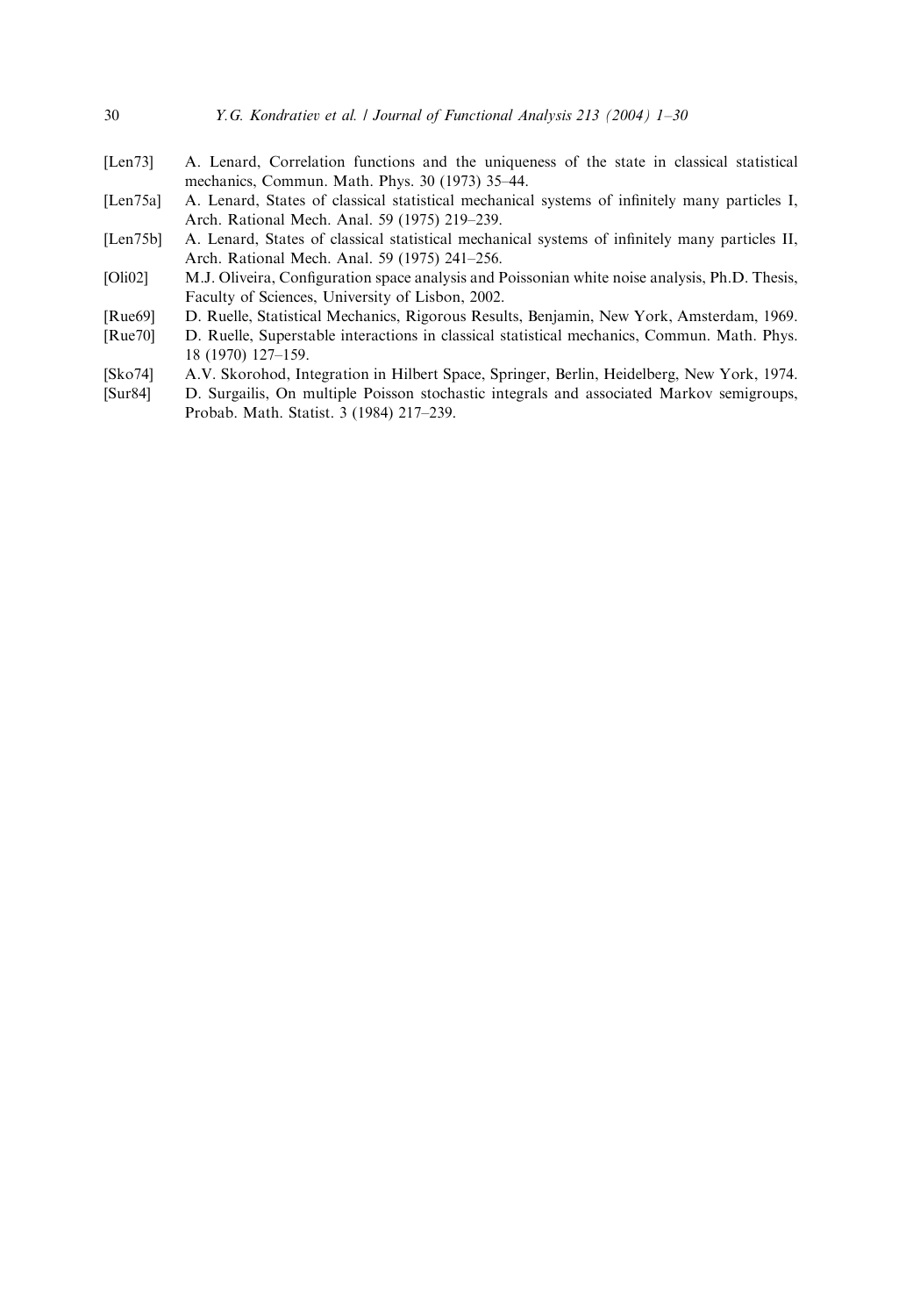[Len73] A. Lenard, Correlation functions and the uniqueness of the state in classical statistical mechanics, Commun. Math. Phys. 30 (1973) 35–44.

[Len75a] A. Lenard, States of classical statistical mechanical systems of infinitely many particles I, Arch. Rational Mech. Anal. 59 (1975) 219–239.

[Len75b] A. Lenard, States of classical statistical mechanical systems of infinitely many particles II, Arch. Rational Mech. Anal. 59 (1975) 241–256.

[Oli02] M.J. Oliveira, Configuration space analysis and Poissonian white noise analysis, Ph.D. Thesis, Faculty of Sciences, University of Lisbon, 2002.

[Rue69] D. Ruelle, Statistical Mechanics, Rigorous Results, Benjamin, New York, Amsterdam, 1969.

[Rue70] D. Ruelle, Superstable interactions in classical statistical mechanics, Commun. Math. Phys. 18 (1970) 127–159.

[Sko74] A.V. Skorohod, Integration in Hilbert Space, Springer, Berlin, Heidelberg, New York, 1974.

[Sur84] D. Surgailis, On multiple Poisson stochastic integrals and associated Markov semigroups, Probab. Math. Statist. 3 (1984) 217–239.